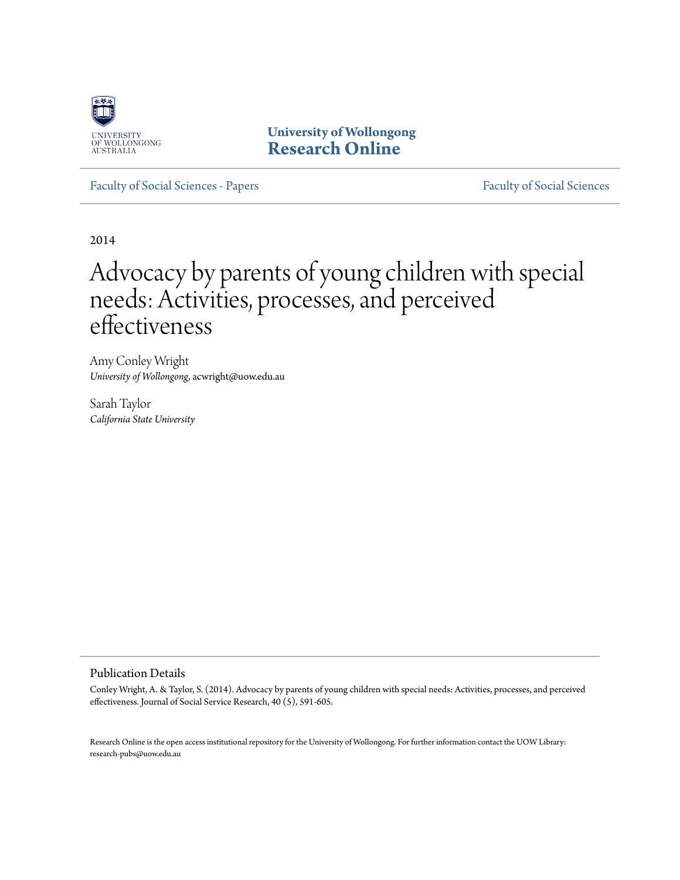University of Wollongong
**Research Online**

Faculty of Social Sciences - Papers | Faculty of Social Sciences

2014

# Advocacy by parents of young children with special needs: Activities, processes, and perceived effectiveness

Amy Conley Wright
*University of Wollongong*, acwright@uow.edu.au

Sarah Taylor
*California State University*

## Publication Details

Conley Wright, A. & Taylor, S. (2014). Advocacy by parents of young children with special needs: Activities, processes, and perceived effectiveness. Journal of Social Service Research, 40 (5), 591-605.

Research Online is the open access institutional repository for the University of Wollongong. For further information contact the UOW Library: research-pubs@uow.edu.au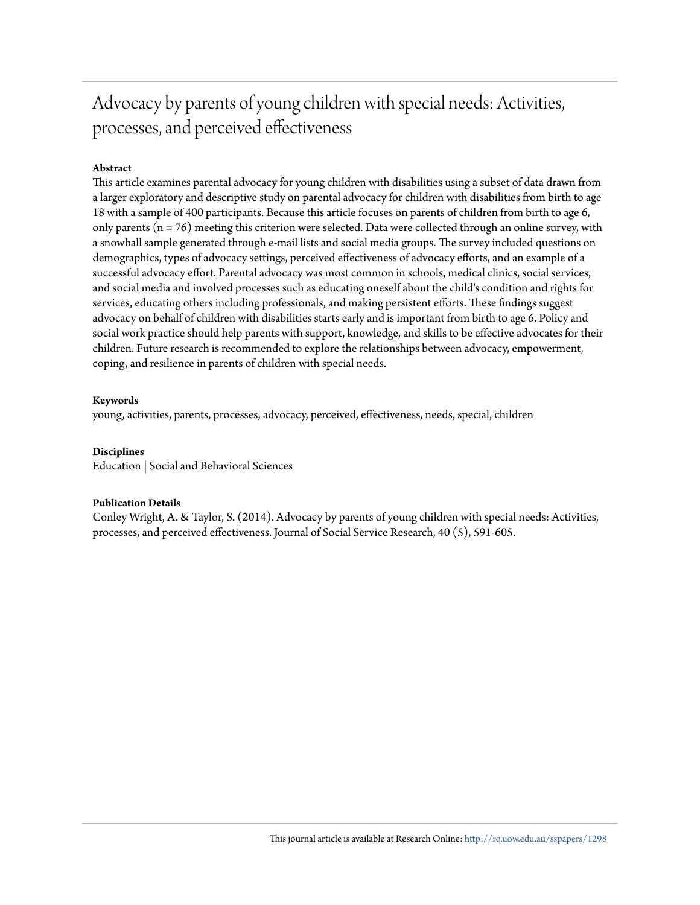# Advocacy by parents of young children with special needs: Activities, processes, and perceived effectiveness

## Abstract

This article examines parental advocacy for young children with disabilities using a subset of data drawn from a larger exploratory and descriptive study on parental advocacy for children with disabilities from birth to age 18 with a sample of 400 participants. Because this article focuses on parents of children from birth to age 6, only parents (n = 76) meeting this criterion were selected. Data were collected through an online survey, with a snowball sample generated through e-mail lists and social media groups. The survey included questions on demographics, types of advocacy settings, perceived effectiveness of advocacy efforts, and an example of a successful advocacy effort. Parental advocacy was most common in schools, medical clinics, social services, and social media and involved processes such as educating oneself about the child's condition and rights for services, educating others including professionals, and making persistent efforts. These findings suggest advocacy on behalf of children with disabilities starts early and is important from birth to age 6. Policy and social work practice should help parents with support, knowledge, and skills to be effective advocates for their children. Future research is recommended to explore the relationships between advocacy, empowerment, coping, and resilience in parents of children with special needs.

## Keywords

young, activities, parents, processes, advocacy, perceived, effectiveness, needs, special, children

## Disciplines

Education | Social and Behavioral Sciences

## Publication Details

Conley Wright, A. & Taylor, S. (2014). Advocacy by parents of young children with special needs: Activities, processes, and perceived effectiveness. Journal of Social Service Research, 40 (5), 591-605.

This journal article is available at Research Online: http://ro.uow.edu.au/sspapers/1298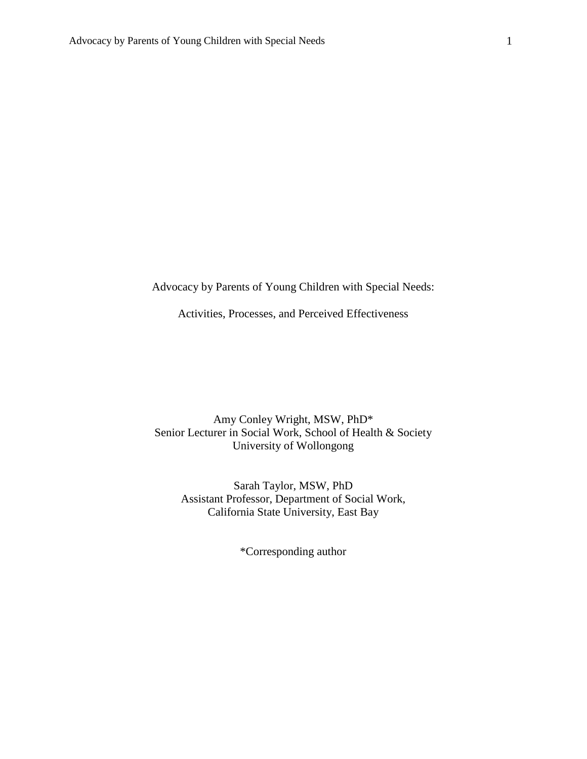# Advocacy by Parents of Young Children with Special Needs:

# Activities, Processes, and Perceived Effectiveness

Amy Conley Wright, MSW, PhD*
Senior Lecturer in Social Work, School of Health & Society
University of Wollongong

Sarah Taylor, MSW, PhD
Assistant Professor, Department of Social Work,
California State University, East Bay

*Corresponding author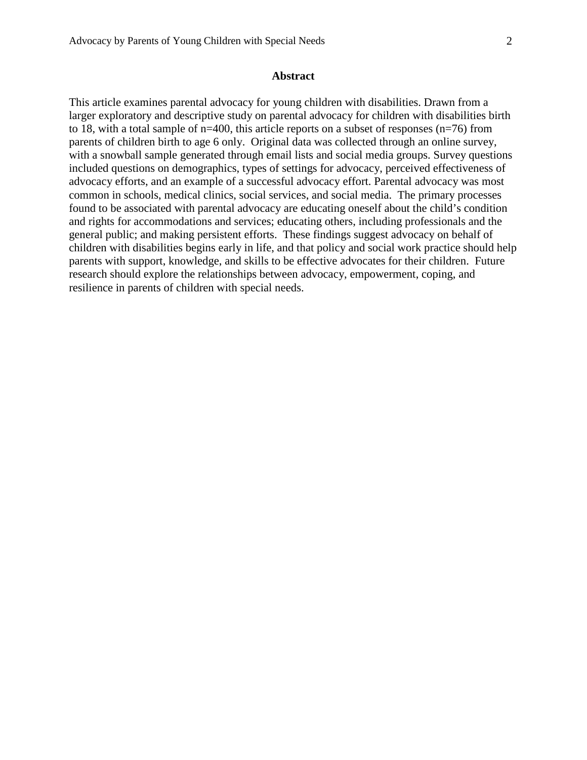## Abstract

This article examines parental advocacy for young children with disabilities. Drawn from a larger exploratory and descriptive study on parental advocacy for children with disabilities birth to 18, with a total sample of n=400, this article reports on a subset of responses (n=76) from parents of children birth to age 6 only. Original data was collected through an online survey, with a snowball sample generated through email lists and social media groups. Survey questions included questions on demographics, types of settings for advocacy, perceived effectiveness of advocacy efforts, and an example of a successful advocacy effort. Parental advocacy was most common in schools, medical clinics, social services, and social media. The primary processes found to be associated with parental advocacy are educating oneself about the child's condition and rights for accommodations and services; educating others, including professionals and the general public; and making persistent efforts. These findings suggest advocacy on behalf of children with disabilities begins early in life, and that policy and social work practice should help parents with support, knowledge, and skills to be effective advocates for their children. Future research should explore the relationships between advocacy, empowerment, coping, and resilience in parents of children with special needs.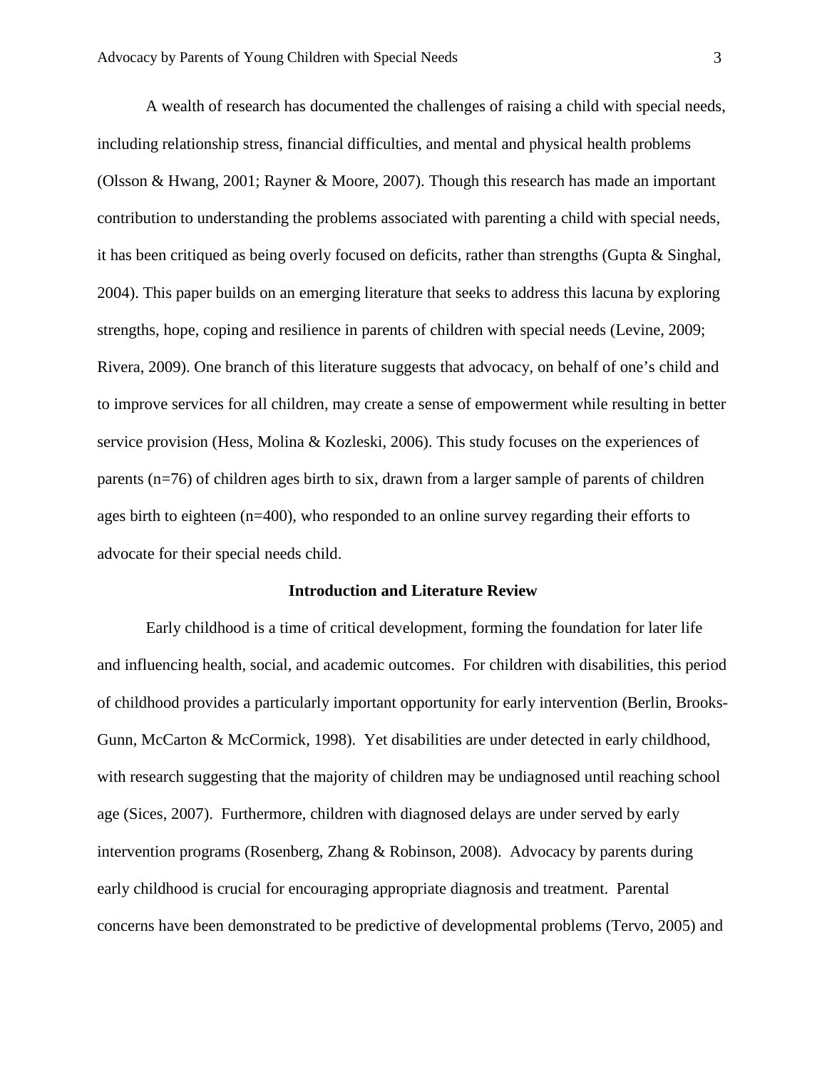A wealth of research has documented the challenges of raising a child with special needs, including relationship stress, financial difficulties, and mental and physical health problems (Olsson & Hwang, 2001; Rayner & Moore, 2007). Though this research has made an important contribution to understanding the problems associated with parenting a child with special needs, it has been critiqued as being overly focused on deficits, rather than strengths (Gupta & Singhal, 2004). This paper builds on an emerging literature that seeks to address this lacuna by exploring strengths, hope, coping and resilience in parents of children with special needs (Levine, 2009; Rivera, 2009). One branch of this literature suggests that advocacy, on behalf of one's child and to improve services for all children, may create a sense of empowerment while resulting in better service provision (Hess, Molina & Kozleski, 2006). This study focuses on the experiences of parents (n=76) of children ages birth to six, drawn from a larger sample of parents of children ages birth to eighteen (n=400), who responded to an online survey regarding their efforts to advocate for their special needs child.

## Introduction and Literature Review

Early childhood is a time of critical development, forming the foundation for later life and influencing health, social, and academic outcomes. For children with disabilities, this period of childhood provides a particularly important opportunity for early intervention (Berlin, Brooks-Gunn, McCarton & McCormick, 1998). Yet disabilities are under detected in early childhood, with research suggesting that the majority of children may be undiagnosed until reaching school age (Sices, 2007). Furthermore, children with diagnosed delays are under served by early intervention programs (Rosenberg, Zhang & Robinson, 2008). Advocacy by parents during early childhood is crucial for encouraging appropriate diagnosis and treatment. Parental concerns have been demonstrated to be predictive of developmental problems (Tervo, 2005) and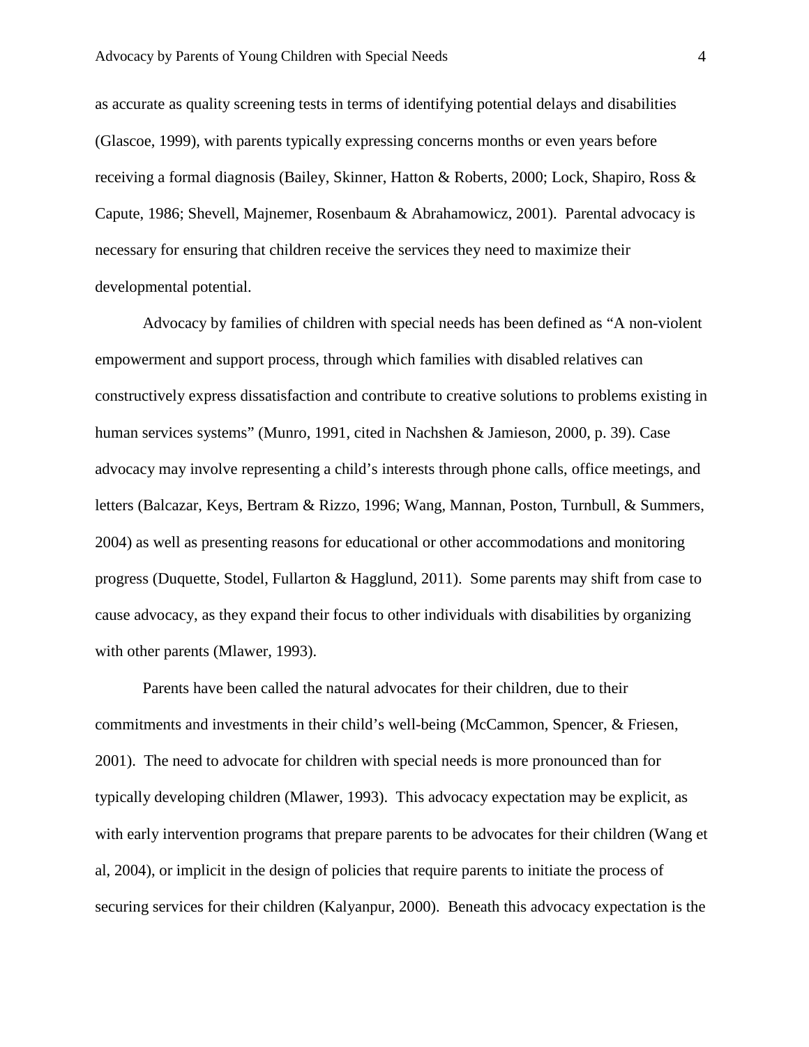as accurate as quality screening tests in terms of identifying potential delays and disabilities (Glascoe, 1999), with parents typically expressing concerns months or even years before receiving a formal diagnosis (Bailey, Skinner, Hatton & Roberts, 2000; Lock, Shapiro, Ross & Capute, 1986; Shevell, Majnemer, Rosenbaum & Abrahamowicz, 2001). Parental advocacy is necessary for ensuring that children receive the services they need to maximize their developmental potential.

Advocacy by families of children with special needs has been defined as "A non-violent empowerment and support process, through which families with disabled relatives can constructively express dissatisfaction and contribute to creative solutions to problems existing in human services systems" (Munro, 1991, cited in Nachshen & Jamieson, 2000, p. 39). Case advocacy may involve representing a child's interests through phone calls, office meetings, and letters (Balcazar, Keys, Bertram & Rizzo, 1996; Wang, Mannan, Poston, Turnbull, & Summers, 2004) as well as presenting reasons for educational or other accommodations and monitoring progress (Duquette, Stodel, Fullarton & Hagglund, 2011). Some parents may shift from case to cause advocacy, as they expand their focus to other individuals with disabilities by organizing with other parents (Mlawer, 1993).

Parents have been called the natural advocates for their children, due to their commitments and investments in their child's well-being (McCammon, Spencer, & Friesen, 2001). The need to advocate for children with special needs is more pronounced than for typically developing children (Mlawer, 1993). This advocacy expectation may be explicit, as with early intervention programs that prepare parents to be advocates for their children (Wang et al, 2004), or implicit in the design of policies that require parents to initiate the process of securing services for their children (Kalyanpur, 2000). Beneath this advocacy expectation is the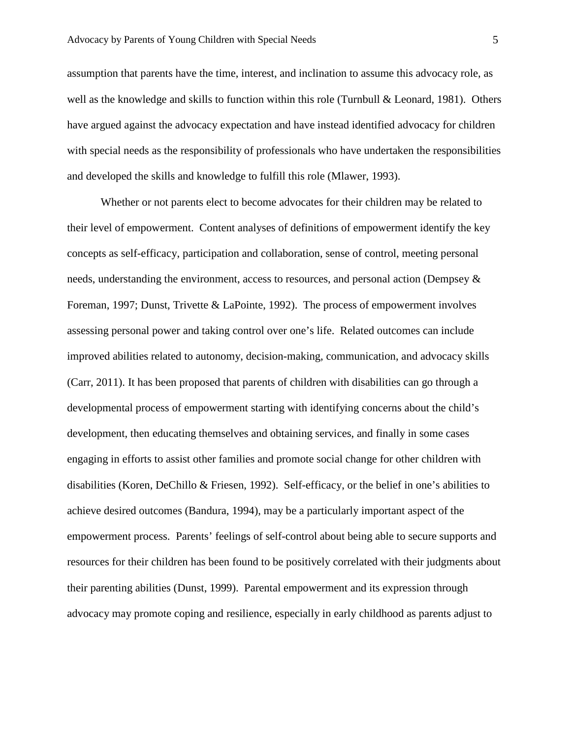assumption that parents have the time, interest, and inclination to assume this advocacy role, as well as the knowledge and skills to function within this role (Turnbull & Leonard, 1981). Others have argued against the advocacy expectation and have instead identified advocacy for children with special needs as the responsibility of professionals who have undertaken the responsibilities and developed the skills and knowledge to fulfill this role (Mlawer, 1993).

Whether or not parents elect to become advocates for their children may be related to their level of empowerment. Content analyses of definitions of empowerment identify the key concepts as self-efficacy, participation and collaboration, sense of control, meeting personal needs, understanding the environment, access to resources, and personal action (Dempsey & Foreman, 1997; Dunst, Trivette & LaPointe, 1992). The process of empowerment involves assessing personal power and taking control over one's life. Related outcomes can include improved abilities related to autonomy, decision-making, communication, and advocacy skills (Carr, 2011). It has been proposed that parents of children with disabilities can go through a developmental process of empowerment starting with identifying concerns about the child's development, then educating themselves and obtaining services, and finally in some cases engaging in efforts to assist other families and promote social change for other children with disabilities (Koren, DeChillo & Friesen, 1992). Self-efficacy, or the belief in one's abilities to achieve desired outcomes (Bandura, 1994), may be a particularly important aspect of the empowerment process. Parents' feelings of self-control about being able to secure supports and resources for their children has been found to be positively correlated with their judgments about their parenting abilities (Dunst, 1999). Parental empowerment and its expression through advocacy may promote coping and resilience, especially in early childhood as parents adjust to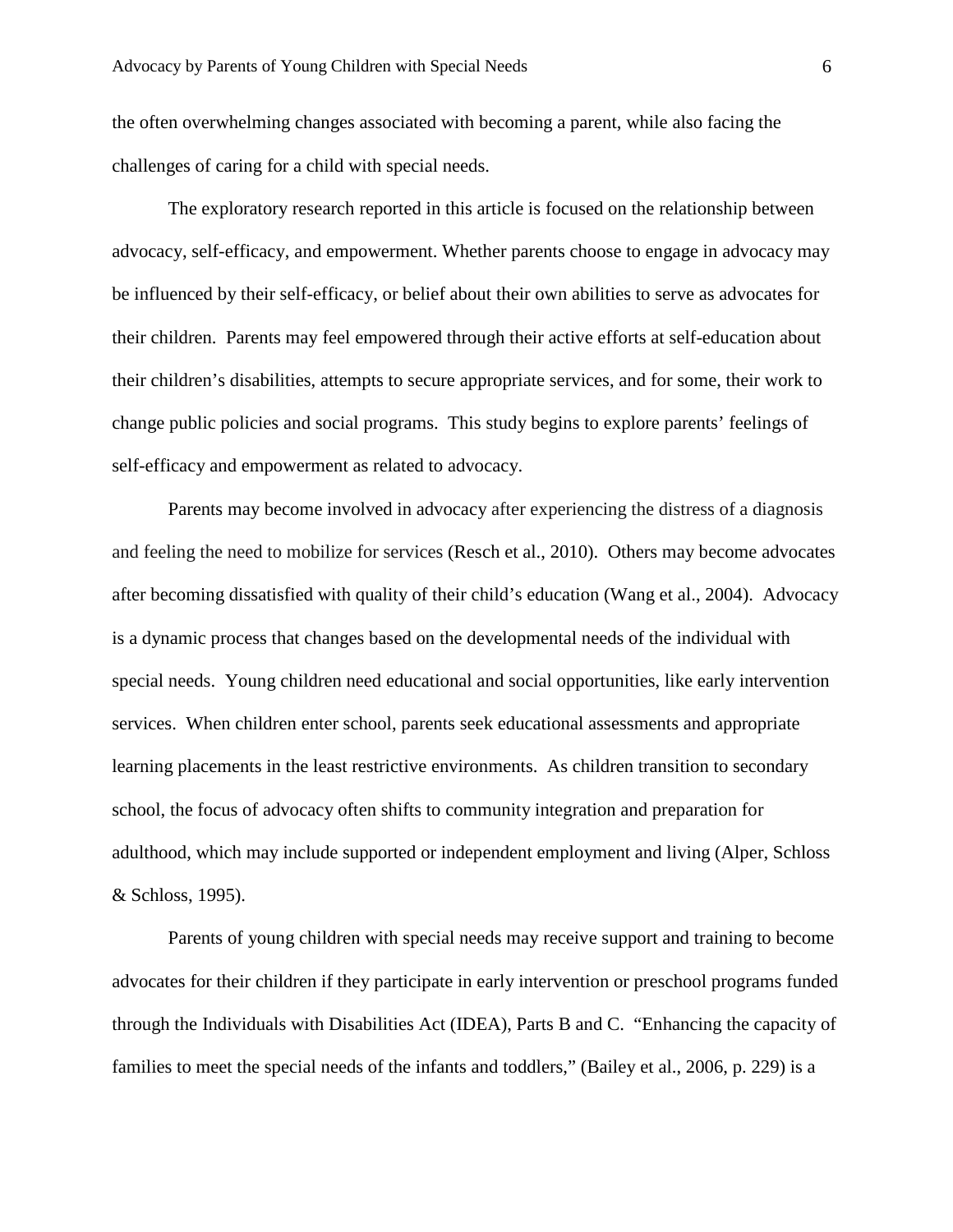the often overwhelming changes associated with becoming a parent, while also facing the challenges of caring for a child with special needs.

The exploratory research reported in this article is focused on the relationship between advocacy, self-efficacy, and empowerment. Whether parents choose to engage in advocacy may be influenced by their self-efficacy, or belief about their own abilities to serve as advocates for their children. Parents may feel empowered through their active efforts at self-education about their children's disabilities, attempts to secure appropriate services, and for some, their work to change public policies and social programs. This study begins to explore parents' feelings of self-efficacy and empowerment as related to advocacy.

Parents may become involved in advocacy after experiencing the distress of a diagnosis and feeling the need to mobilize for services (Resch et al., 2010). Others may become advocates after becoming dissatisfied with quality of their child's education (Wang et al., 2004). Advocacy is a dynamic process that changes based on the developmental needs of the individual with special needs. Young children need educational and social opportunities, like early intervention services. When children enter school, parents seek educational assessments and appropriate learning placements in the least restrictive environments. As children transition to secondary school, the focus of advocacy often shifts to community integration and preparation for adulthood, which may include supported or independent employment and living (Alper, Schloss & Schloss, 1995).

Parents of young children with special needs may receive support and training to become advocates for their children if they participate in early intervention or preschool programs funded through the Individuals with Disabilities Act (IDEA), Parts B and C. "Enhancing the capacity of families to meet the special needs of the infants and toddlers," (Bailey et al., 2006, p. 229) is a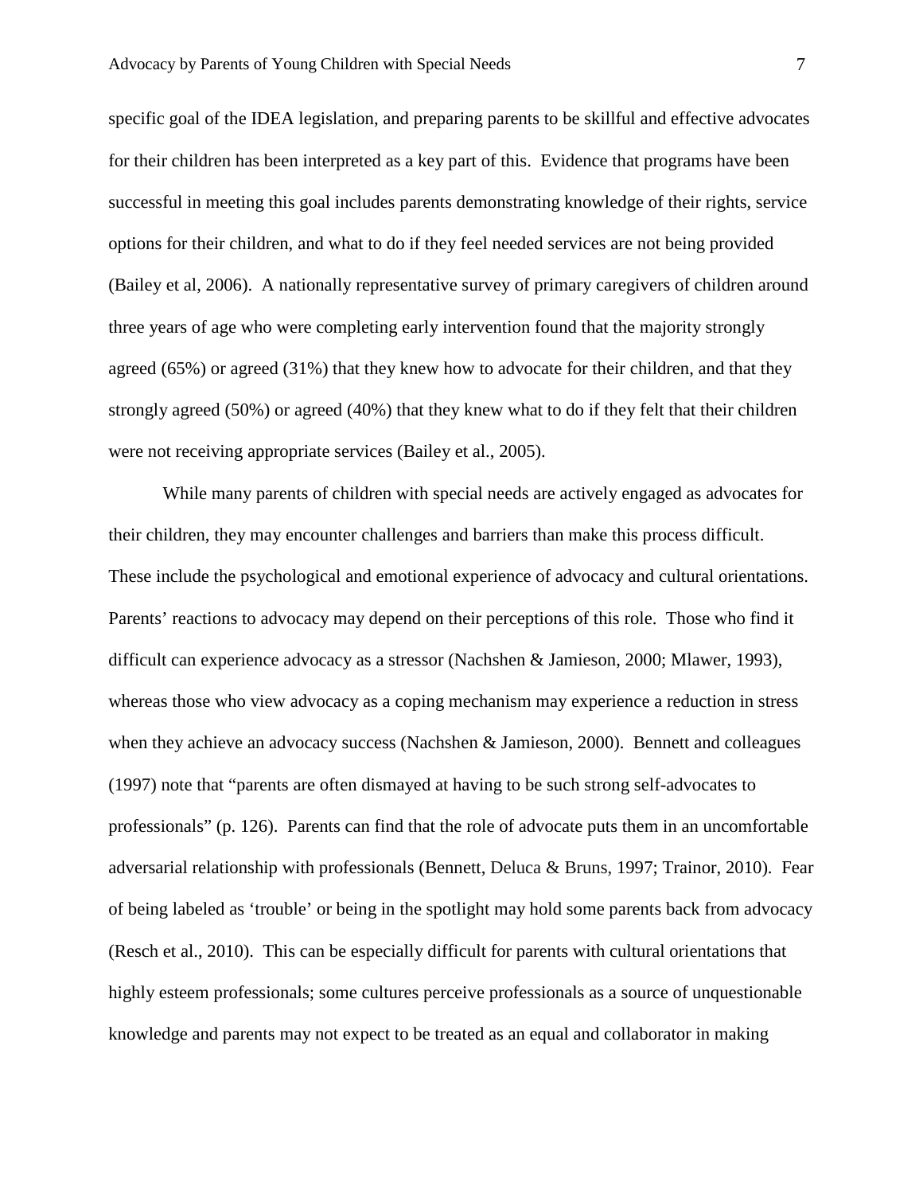specific goal of the IDEA legislation, and preparing parents to be skillful and effective advocates for their children has been interpreted as a key part of this. Evidence that programs have been successful in meeting this goal includes parents demonstrating knowledge of their rights, service options for their children, and what to do if they feel needed services are not being provided (Bailey et al, 2006). A nationally representative survey of primary caregivers of children around three years of age who were completing early intervention found that the majority strongly agreed (65%) or agreed (31%) that they knew how to advocate for their children, and that they strongly agreed (50%) or agreed (40%) that they knew what to do if they felt that their children were not receiving appropriate services (Bailey et al., 2005).

While many parents of children with special needs are actively engaged as advocates for their children, they may encounter challenges and barriers than make this process difficult. These include the psychological and emotional experience of advocacy and cultural orientations. Parents' reactions to advocacy may depend on their perceptions of this role. Those who find it difficult can experience advocacy as a stressor (Nachshen & Jamieson, 2000; Mlawer, 1993), whereas those who view advocacy as a coping mechanism may experience a reduction in stress when they achieve an advocacy success (Nachshen & Jamieson, 2000). Bennett and colleagues (1997) note that "parents are often dismayed at having to be such strong self-advocates to professionals" (p. 126). Parents can find that the role of advocate puts them in an uncomfortable adversarial relationship with professionals (Bennett, Deluca & Bruns, 1997; Trainor, 2010). Fear of being labeled as 'trouble' or being in the spotlight may hold some parents back from advocacy (Resch et al., 2010). This can be especially difficult for parents with cultural orientations that highly esteem professionals; some cultures perceive professionals as a source of unquestionable knowledge and parents may not expect to be treated as an equal and collaborator in making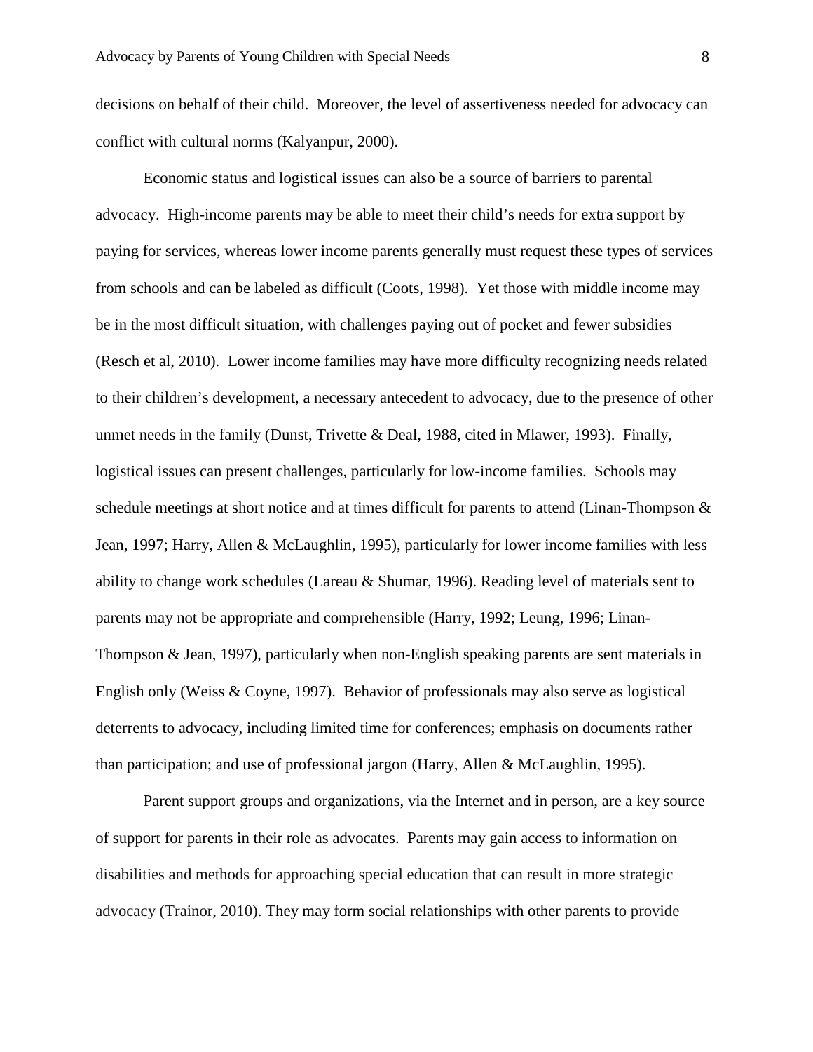decisions on behalf of their child. Moreover, the level of assertiveness needed for advocacy can conflict with cultural norms (Kalyanpur, 2000).

Economic status and logistical issues can also be a source of barriers to parental advocacy. High-income parents may be able to meet their child's needs for extra support by paying for services, whereas lower income parents generally must request these types of services from schools and can be labeled as difficult (Coots, 1998). Yet those with middle income may be in the most difficult situation, with challenges paying out of pocket and fewer subsidies (Resch et al, 2010). Lower income families may have more difficulty recognizing needs related to their children's development, a necessary antecedent to advocacy, due to the presence of other unmet needs in the family (Dunst, Trivette & Deal, 1988, cited in Mlawer, 1993). Finally, logistical issues can present challenges, particularly for low-income families. Schools may schedule meetings at short notice and at times difficult for parents to attend (Linan-Thompson & Jean, 1997; Harry, Allen & McLaughlin, 1995), particularly for lower income families with less ability to change work schedules (Lareau & Shumar, 1996). Reading level of materials sent to parents may not be appropriate and comprehensible (Harry, 1992; Leung, 1996; Linan-Thompson & Jean, 1997), particularly when non-English speaking parents are sent materials in English only (Weiss & Coyne, 1997). Behavior of professionals may also serve as logistical deterrents to advocacy, including limited time for conferences; emphasis on documents rather than participation; and use of professional jargon (Harry, Allen & McLaughlin, 1995).

Parent support groups and organizations, via the Internet and in person, are a key source of support for parents in their role as advocates. Parents may gain access to information on disabilities and methods for approaching special education that can result in more strategic advocacy (Trainor, 2010). They may form social relationships with other parents to provide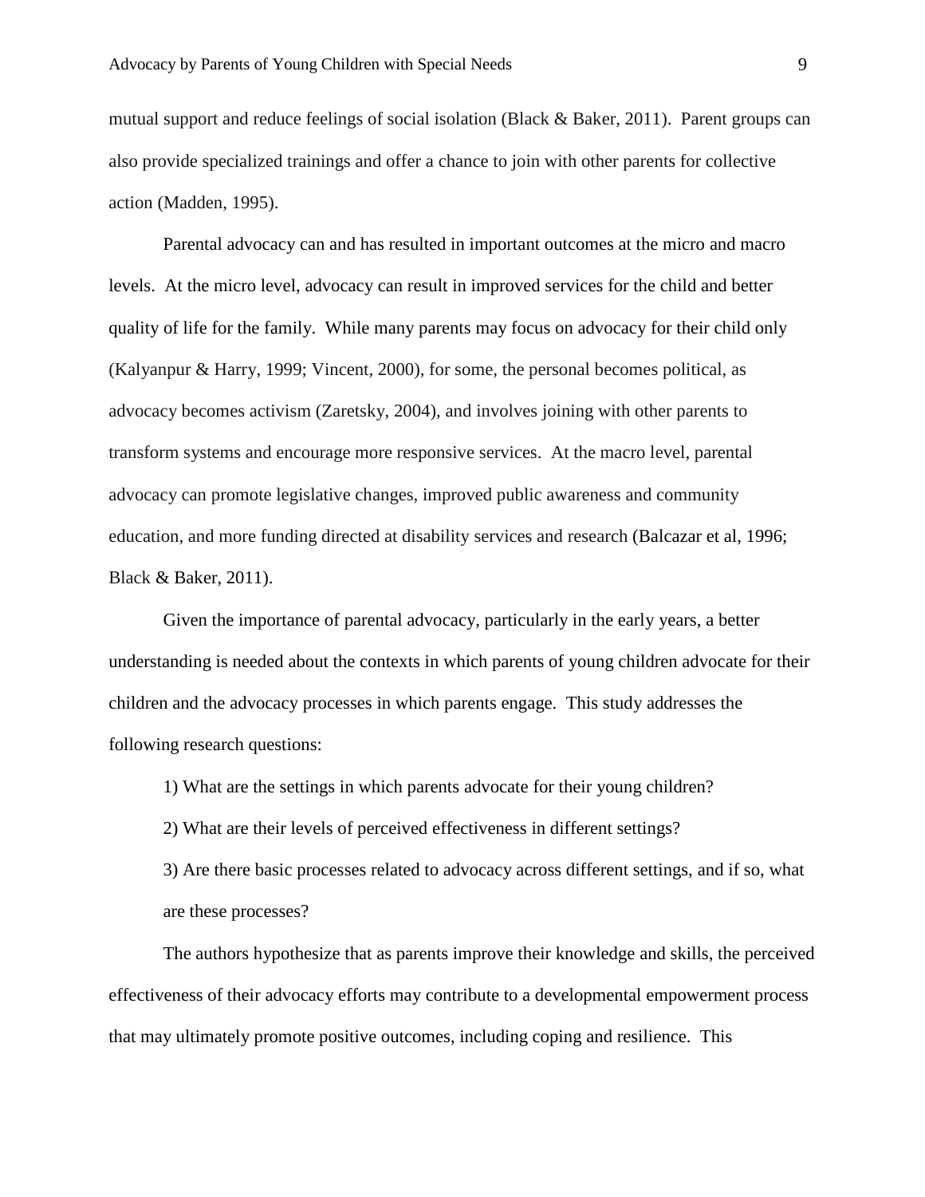mutual support and reduce feelings of social isolation (Black & Baker, 2011). Parent groups can also provide specialized trainings and offer a chance to join with other parents for collective action (Madden, 1995).

Parental advocacy can and has resulted in important outcomes at the micro and macro levels. At the micro level, advocacy can result in improved services for the child and better quality of life for the family. While many parents may focus on advocacy for their child only (Kalyanpur & Harry, 1999; Vincent, 2000), for some, the personal becomes political, as advocacy becomes activism (Zaretsky, 2004), and involves joining with other parents to transform systems and encourage more responsive services. At the macro level, parental advocacy can promote legislative changes, improved public awareness and community education, and more funding directed at disability services and research (Balcazar et al, 1996; Black & Baker, 2011).

Given the importance of parental advocacy, particularly in the early years, a better understanding is needed about the contexts in which parents of young children advocate for their children and the advocacy processes in which parents engage. This study addresses the following research questions:

1) What are the settings in which parents advocate for their young children?

2) What are their levels of perceived effectiveness in different settings?

3) Are there basic processes related to advocacy across different settings, and if so, what are these processes?

The authors hypothesize that as parents improve their knowledge and skills, the perceived effectiveness of their advocacy efforts may contribute to a developmental empowerment process that may ultimately promote positive outcomes, including coping and resilience. This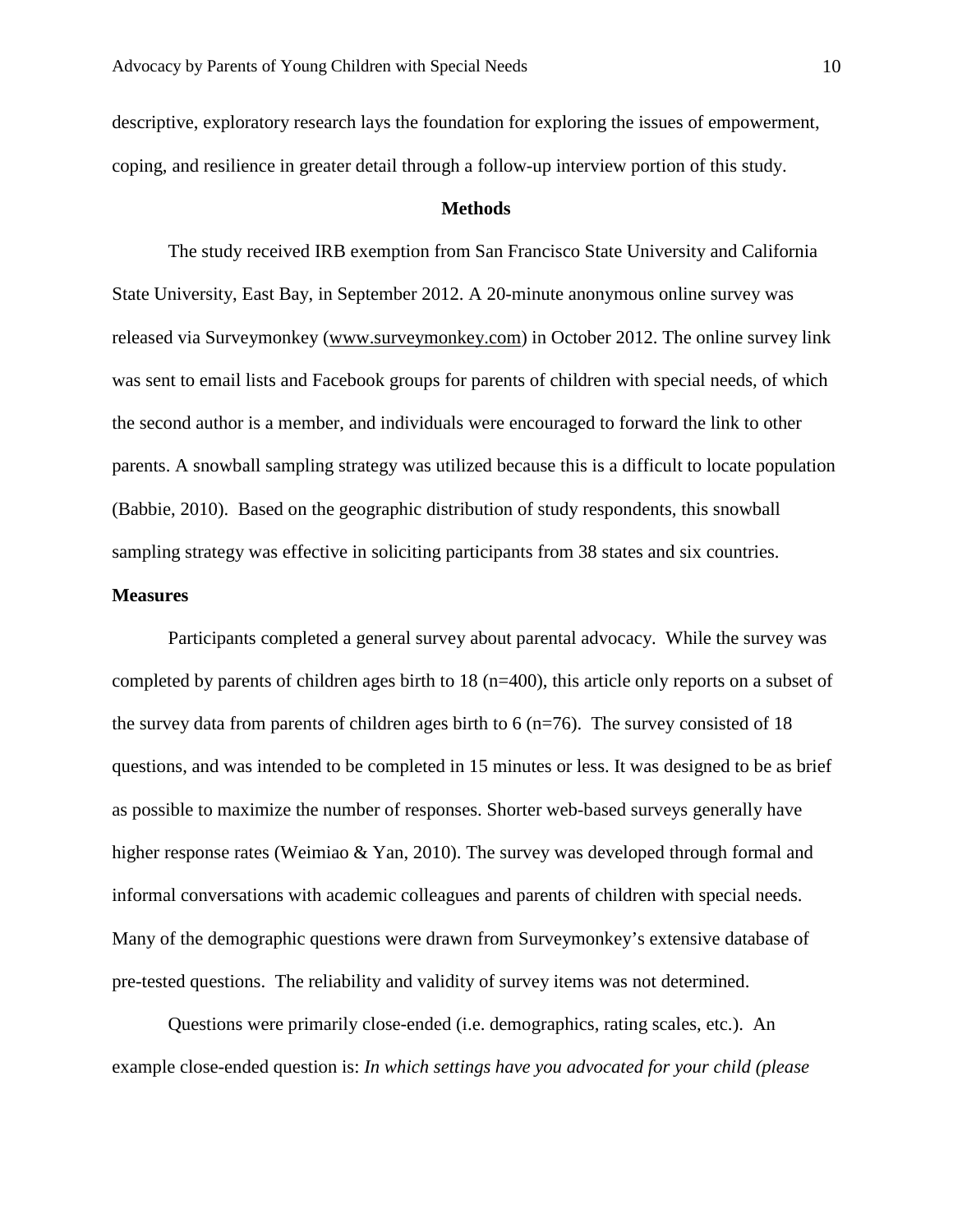descriptive, exploratory research lays the foundation for exploring the issues of empowerment, coping, and resilience in greater detail through a follow-up interview portion of this study.

## Methods

The study received IRB exemption from San Francisco State University and California State University, East Bay, in September 2012. A 20-minute anonymous online survey was released via Surveymonkey (www.surveymonkey.com) in October 2012. The online survey link was sent to email lists and Facebook groups for parents of children with special needs, of which the second author is a member, and individuals were encouraged to forward the link to other parents. A snowball sampling strategy was utilized because this is a difficult to locate population (Babbie, 2010). Based on the geographic distribution of study respondents, this snowball sampling strategy was effective in soliciting participants from 38 states and six countries.

### Measures

Participants completed a general survey about parental advocacy. While the survey was completed by parents of children ages birth to 18 (n=400), this article only reports on a subset of the survey data from parents of children ages birth to 6 (n=76). The survey consisted of 18 questions, and was intended to be completed in 15 minutes or less. It was designed to be as brief as possible to maximize the number of responses. Shorter web-based surveys generally have higher response rates (Weimiao & Yan, 2010). The survey was developed through formal and informal conversations with academic colleagues and parents of children with special needs. Many of the demographic questions were drawn from Surveymonkey's extensive database of pre-tested questions. The reliability and validity of survey items was not determined.

Questions were primarily close-ended (i.e. demographics, rating scales, etc.). An example close-ended question is: *In which settings have you advocated for your child (please*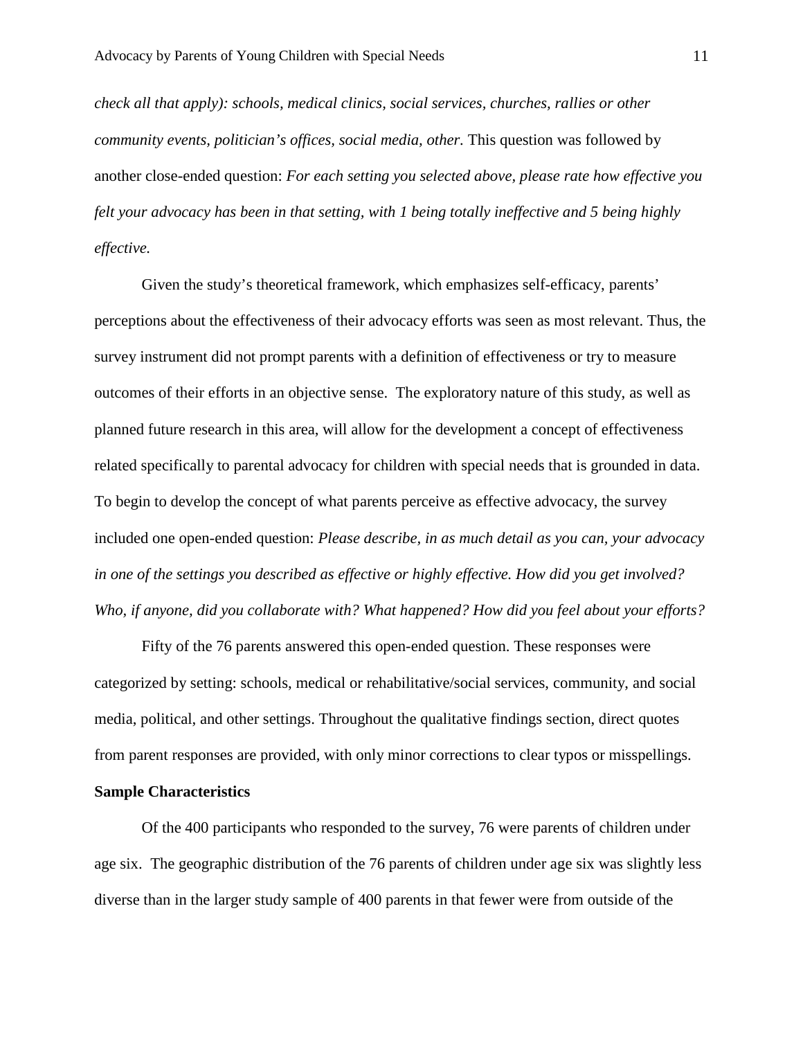*check all that apply): schools, medical clinics, social services, churches, rallies or other community events, politician's offices, social media, other.* This question was followed by another close-ended question: *For each setting you selected above, please rate how effective you felt your advocacy has been in that setting, with 1 being totally ineffective and 5 being highly effective.*

Given the study's theoretical framework, which emphasizes self-efficacy, parents' perceptions about the effectiveness of their advocacy efforts was seen as most relevant. Thus, the survey instrument did not prompt parents with a definition of effectiveness or try to measure outcomes of their efforts in an objective sense. The exploratory nature of this study, as well as planned future research in this area, will allow for the development a concept of effectiveness related specifically to parental advocacy for children with special needs that is grounded in data. To begin to develop the concept of what parents perceive as effective advocacy, the survey included one open-ended question: *Please describe, in as much detail as you can, your advocacy in one of the settings you described as effective or highly effective. How did you get involved? Who, if anyone, did you collaborate with? What happened? How did you feel about your efforts?*

Fifty of the 76 parents answered this open-ended question. These responses were categorized by setting: schools, medical or rehabilitative/social services, community, and social media, political, and other settings. Throughout the qualitative findings section, direct quotes from parent responses are provided, with only minor corrections to clear typos or misspellings.

**Sample Characteristics**

Of the 400 participants who responded to the survey, 76 were parents of children under age six. The geographic distribution of the 76 parents of children under age six was slightly less diverse than in the larger study sample of 400 parents in that fewer were from outside of the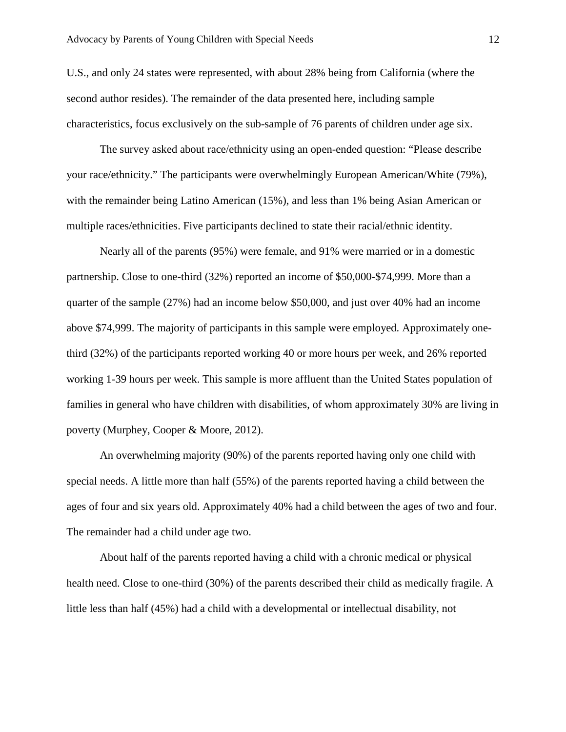U.S., and only 24 states were represented, with about 28% being from California (where the second author resides). The remainder of the data presented here, including sample characteristics, focus exclusively on the sub-sample of 76 parents of children under age six.

The survey asked about race/ethnicity using an open-ended question: "Please describe your race/ethnicity." The participants were overwhelmingly European American/White (79%), with the remainder being Latino American (15%), and less than 1% being Asian American or multiple races/ethnicities. Five participants declined to state their racial/ethnic identity.

Nearly all of the parents (95%) were female, and 91% were married or in a domestic partnership. Close to one-third (32%) reported an income of $50,000-$74,999. More than a quarter of the sample (27%) had an income below $50,000, and just over 40% had an income above $74,999. The majority of participants in this sample were employed. Approximately one-third (32%) of the participants reported working 40 or more hours per week, and 26% reported working 1-39 hours per week. This sample is more affluent than the United States population of families in general who have children with disabilities, of whom approximately 30% are living in poverty (Murphey, Cooper & Moore, 2012).

An overwhelming majority (90%) of the parents reported having only one child with special needs. A little more than half (55%) of the parents reported having a child between the ages of four and six years old. Approximately 40% had a child between the ages of two and four. The remainder had a child under age two.

About half of the parents reported having a child with a chronic medical or physical health need. Close to one-third (30%) of the parents described their child as medically fragile. A little less than half (45%) had a child with a developmental or intellectual disability, not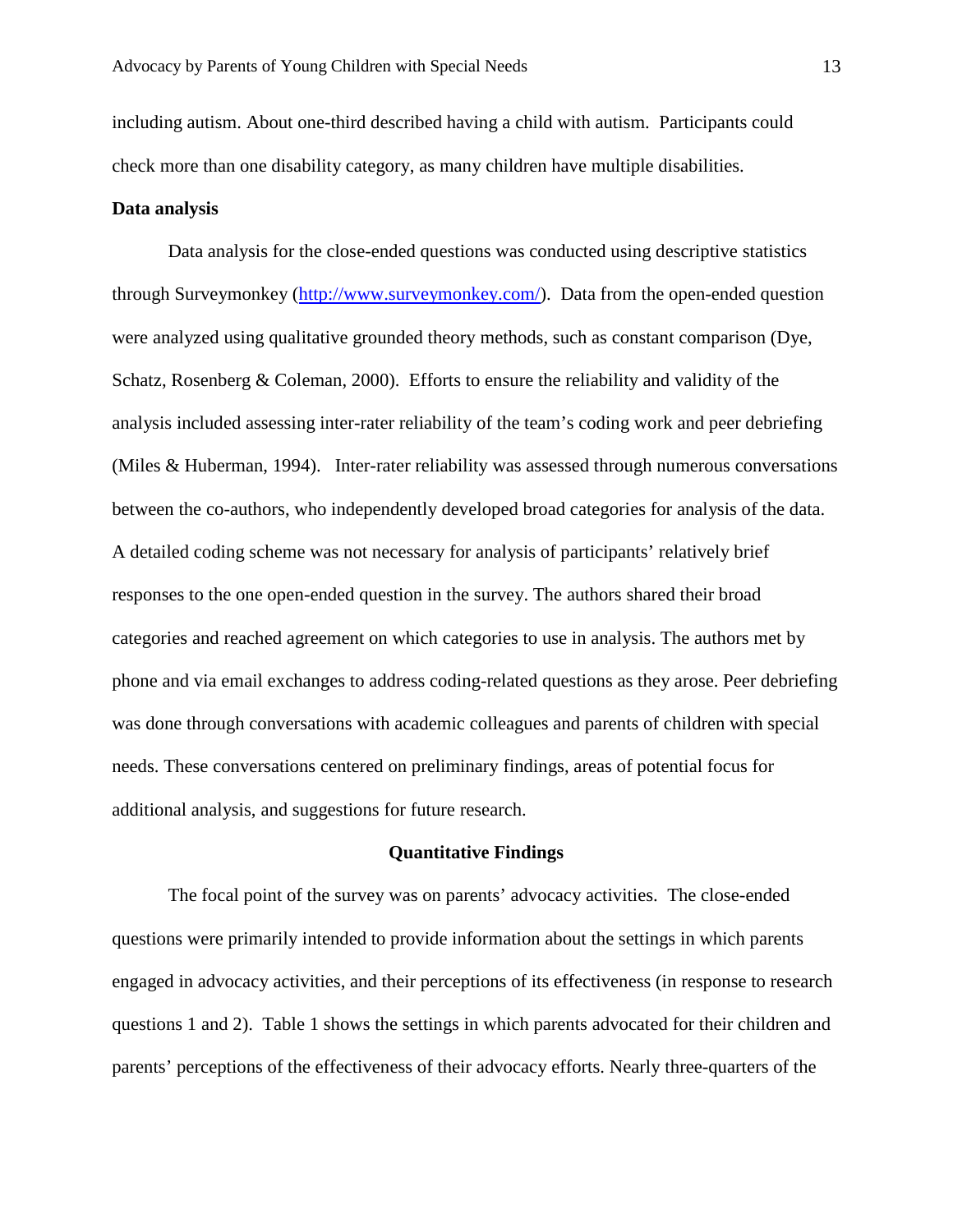including autism. About one-third described having a child with autism. Participants could check more than one disability category, as many children have multiple disabilities.

**Data analysis**

Data analysis for the close-ended questions was conducted using descriptive statistics through Surveymonkey (http://www.surveymonkey.com/). Data from the open-ended question were analyzed using qualitative grounded theory methods, such as constant comparison (Dye, Schatz, Rosenberg & Coleman, 2000). Efforts to ensure the reliability and validity of the analysis included assessing inter-rater reliability of the team's coding work and peer debriefing (Miles & Huberman, 1994). Inter-rater reliability was assessed through numerous conversations between the co-authors, who independently developed broad categories for analysis of the data. A detailed coding scheme was not necessary for analysis of participants' relatively brief responses to the one open-ended question in the survey. The authors shared their broad categories and reached agreement on which categories to use in analysis. The authors met by phone and via email exchanges to address coding-related questions as they arose. Peer debriefing was done through conversations with academic colleagues and parents of children with special needs. These conversations centered on preliminary findings, areas of potential focus for additional analysis, and suggestions for future research.

## Quantitative Findings

The focal point of the survey was on parents' advocacy activities. The close-ended questions were primarily intended to provide information about the settings in which parents engaged in advocacy activities, and their perceptions of its effectiveness (in response to research questions 1 and 2). Table 1 shows the settings in which parents advocated for their children and parents' perceptions of the effectiveness of their advocacy efforts. Nearly three-quarters of the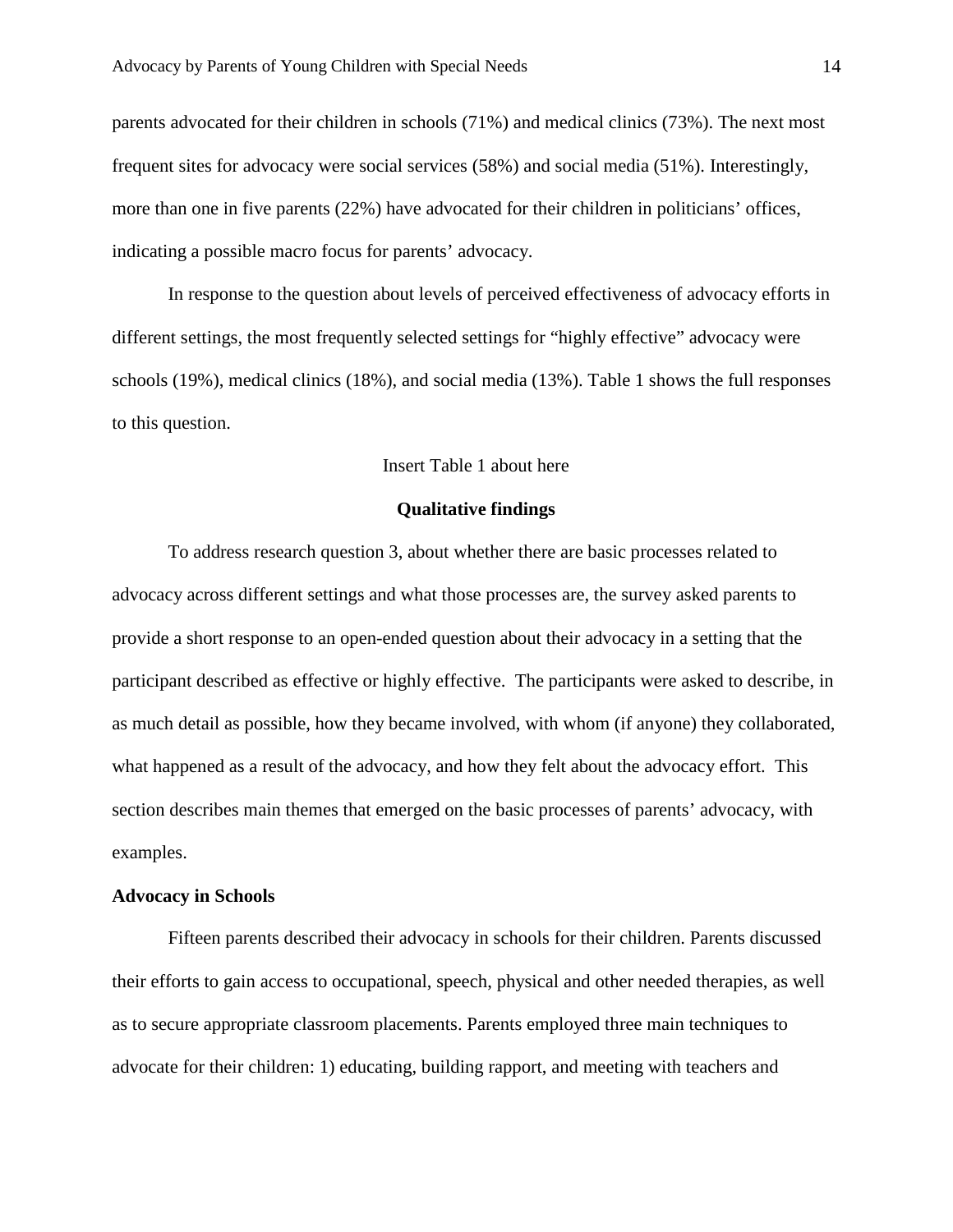parents advocated for their children in schools (71%) and medical clinics (73%). The next most frequent sites for advocacy were social services (58%) and social media (51%). Interestingly, more than one in five parents (22%) have advocated for their children in politicians' offices, indicating a possible macro focus for parents' advocacy.

In response to the question about levels of perceived effectiveness of advocacy efforts in different settings, the most frequently selected settings for "highly effective" advocacy were schools (19%), medical clinics (18%), and social media (13%). Table 1 shows the full responses to this question.

Insert Table 1 about here

## Qualitative findings

To address research question 3, about whether there are basic processes related to advocacy across different settings and what those processes are, the survey asked parents to provide a short response to an open-ended question about their advocacy in a setting that the participant described as effective or highly effective. The participants were asked to describe, in as much detail as possible, how they became involved, with whom (if anyone) they collaborated, what happened as a result of the advocacy, and how they felt about the advocacy effort. This section describes main themes that emerged on the basic processes of parents' advocacy, with examples.

### Advocacy in Schools

Fifteen parents described their advocacy in schools for their children. Parents discussed their efforts to gain access to occupational, speech, physical and other needed therapies, as well as to secure appropriate classroom placements. Parents employed three main techniques to advocate for their children: 1) educating, building rapport, and meeting with teachers and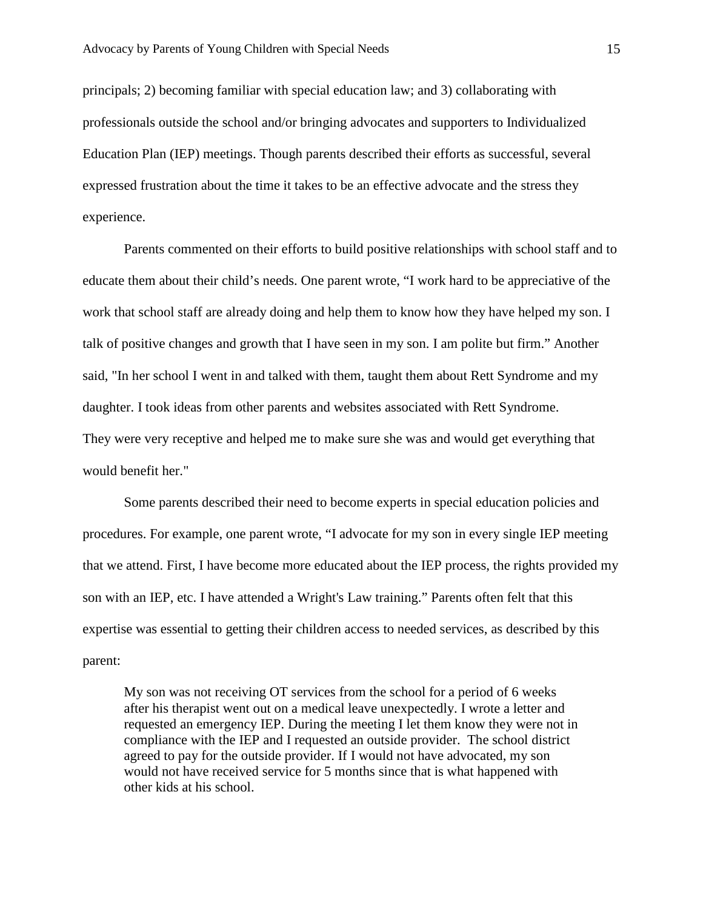principals; 2) becoming familiar with special education law; and 3) collaborating with professionals outside the school and/or bringing advocates and supporters to Individualized Education Plan (IEP) meetings. Though parents described their efforts as successful, several expressed frustration about the time it takes to be an effective advocate and the stress they experience.

Parents commented on their efforts to build positive relationships with school staff and to educate them about their child's needs. One parent wrote, "I work hard to be appreciative of the work that school staff are already doing and help them to know how they have helped my son. I talk of positive changes and growth that I have seen in my son. I am polite but firm." Another said, "In her school I went in and talked with them, taught them about Rett Syndrome and my daughter. I took ideas from other parents and websites associated with Rett Syndrome. They were very receptive and helped me to make sure she was and would get everything that would benefit her."

Some parents described their need to become experts in special education policies and procedures. For example, one parent wrote, "I advocate for my son in every single IEP meeting that we attend. First, I have become more educated about the IEP process, the rights provided my son with an IEP, etc. I have attended a Wright's Law training." Parents often felt that this expertise was essential to getting their children access to needed services, as described by this parent:

> My son was not receiving OT services from the school for a period of 6 weeks after his therapist went out on a medical leave unexpectedly. I wrote a letter and requested an emergency IEP. During the meeting I let them know they were not in compliance with the IEP and I requested an outside provider. The school district agreed to pay for the outside provider. If I would not have advocated, my son would not have received service for 5 months since that is what happened with other kids at his school.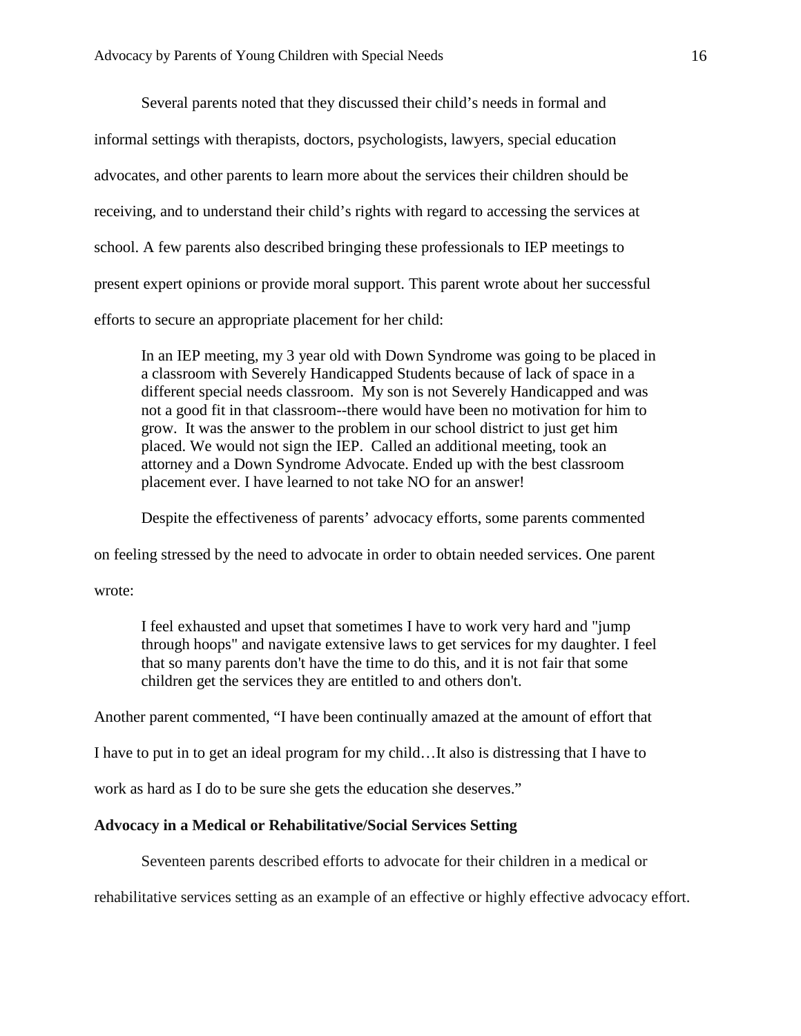Several parents noted that they discussed their child's needs in formal and informal settings with therapists, doctors, psychologists, lawyers, special education advocates, and other parents to learn more about the services their children should be receiving, and to understand their child's rights with regard to accessing the services at school. A few parents also described bringing these professionals to IEP meetings to present expert opinions or provide moral support. This parent wrote about her successful efforts to secure an appropriate placement for her child:

> In an IEP meeting, my 3 year old with Down Syndrome was going to be placed in a classroom with Severely Handicapped Students because of lack of space in a different special needs classroom. My son is not Severely Handicapped and was not a good fit in that classroom--there would have been no motivation for him to grow. It was the answer to the problem in our school district to just get him placed. We would not sign the IEP. Called an additional meeting, took an attorney and a Down Syndrome Advocate. Ended up with the best classroom placement ever. I have learned to not take NO for an answer!

Despite the effectiveness of parents' advocacy efforts, some parents commented on feeling stressed by the need to advocate in order to obtain needed services. One parent wrote:

> I feel exhausted and upset that sometimes I have to work very hard and "jump through hoops" and navigate extensive laws to get services for my daughter. I feel that so many parents don't have the time to do this, and it is not fair that some children get the services they are entitled to and others don't.

Another parent commented, "I have been continually amazed at the amount of effort that I have to put in to get an ideal program for my child…It also is distressing that I have to work as hard as I do to be sure she gets the education she deserves."

**Advocacy in a Medical or Rehabilitative/Social Services Setting**

Seventeen parents described efforts to advocate for their children in a medical or rehabilitative services setting as an example of an effective or highly effective advocacy effort.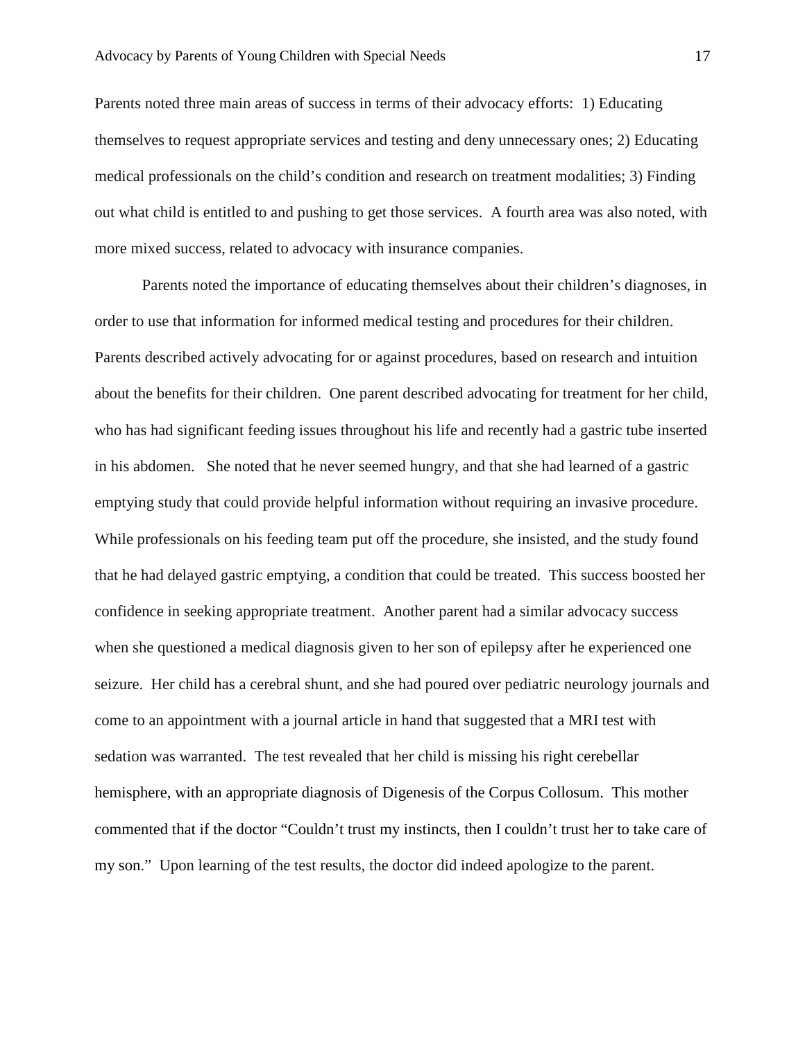Parents noted three main areas of success in terms of their advocacy efforts: 1) Educating themselves to request appropriate services and testing and deny unnecessary ones; 2) Educating medical professionals on the child's condition and research on treatment modalities; 3) Finding out what child is entitled to and pushing to get those services. A fourth area was also noted, with more mixed success, related to advocacy with insurance companies.

Parents noted the importance of educating themselves about their children's diagnoses, in order to use that information for informed medical testing and procedures for their children. Parents described actively advocating for or against procedures, based on research and intuition about the benefits for their children. One parent described advocating for treatment for her child, who has had significant feeding issues throughout his life and recently had a gastric tube inserted in his abdomen. She noted that he never seemed hungry, and that she had learned of a gastric emptying study that could provide helpful information without requiring an invasive procedure. While professionals on his feeding team put off the procedure, she insisted, and the study found that he had delayed gastric emptying, a condition that could be treated. This success boosted her confidence in seeking appropriate treatment. Another parent had a similar advocacy success when she questioned a medical diagnosis given to her son of epilepsy after he experienced one seizure. Her child has a cerebral shunt, and she had poured over pediatric neurology journals and come to an appointment with a journal article in hand that suggested that a MRI test with sedation was warranted. The test revealed that her child is missing his right cerebellar hemisphere, with an appropriate diagnosis of Digenesis of the Corpus Collosum. This mother commented that if the doctor "Couldn't trust my instincts, then I couldn't trust her to take care of my son." Upon learning of the test results, the doctor did indeed apologize to the parent.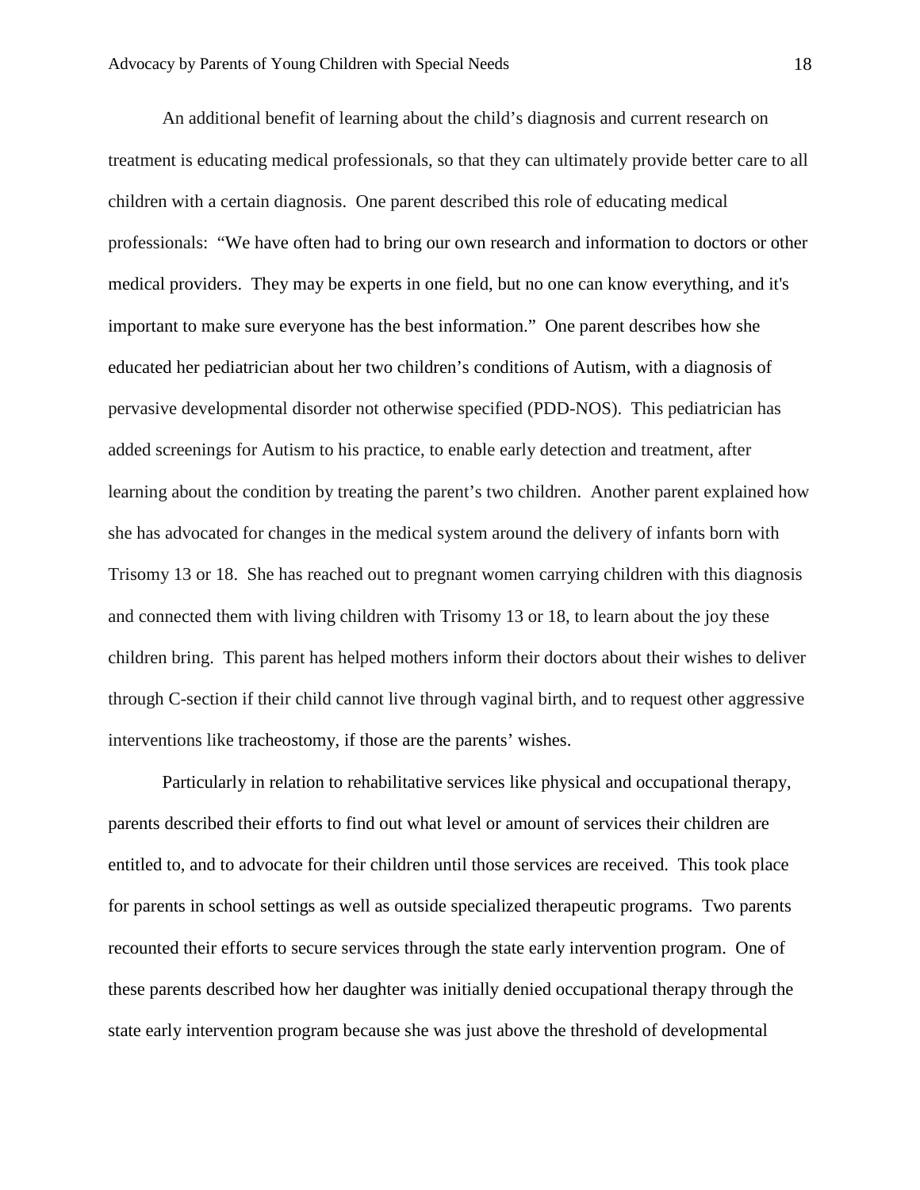An additional benefit of learning about the child's diagnosis and current research on treatment is educating medical professionals, so that they can ultimately provide better care to all children with a certain diagnosis. One parent described this role of educating medical professionals: "We have often had to bring our own research and information to doctors or other medical providers. They may be experts in one field, but no one can know everything, and it's important to make sure everyone has the best information." One parent describes how she educated her pediatrician about her two children's conditions of Autism, with a diagnosis of pervasive developmental disorder not otherwise specified (PDD-NOS). This pediatrician has added screenings for Autism to his practice, to enable early detection and treatment, after learning about the condition by treating the parent's two children. Another parent explained how she has advocated for changes in the medical system around the delivery of infants born with Trisomy 13 or 18. She has reached out to pregnant women carrying children with this diagnosis and connected them with living children with Trisomy 13 or 18, to learn about the joy these children bring. This parent has helped mothers inform their doctors about their wishes to deliver through C-section if their child cannot live through vaginal birth, and to request other aggressive interventions like tracheostomy, if those are the parents' wishes.

Particularly in relation to rehabilitative services like physical and occupational therapy, parents described their efforts to find out what level or amount of services their children are entitled to, and to advocate for their children until those services are received. This took place for parents in school settings as well as outside specialized therapeutic programs. Two parents recounted their efforts to secure services through the state early intervention program. One of these parents described how her daughter was initially denied occupational therapy through the state early intervention program because she was just above the threshold of developmental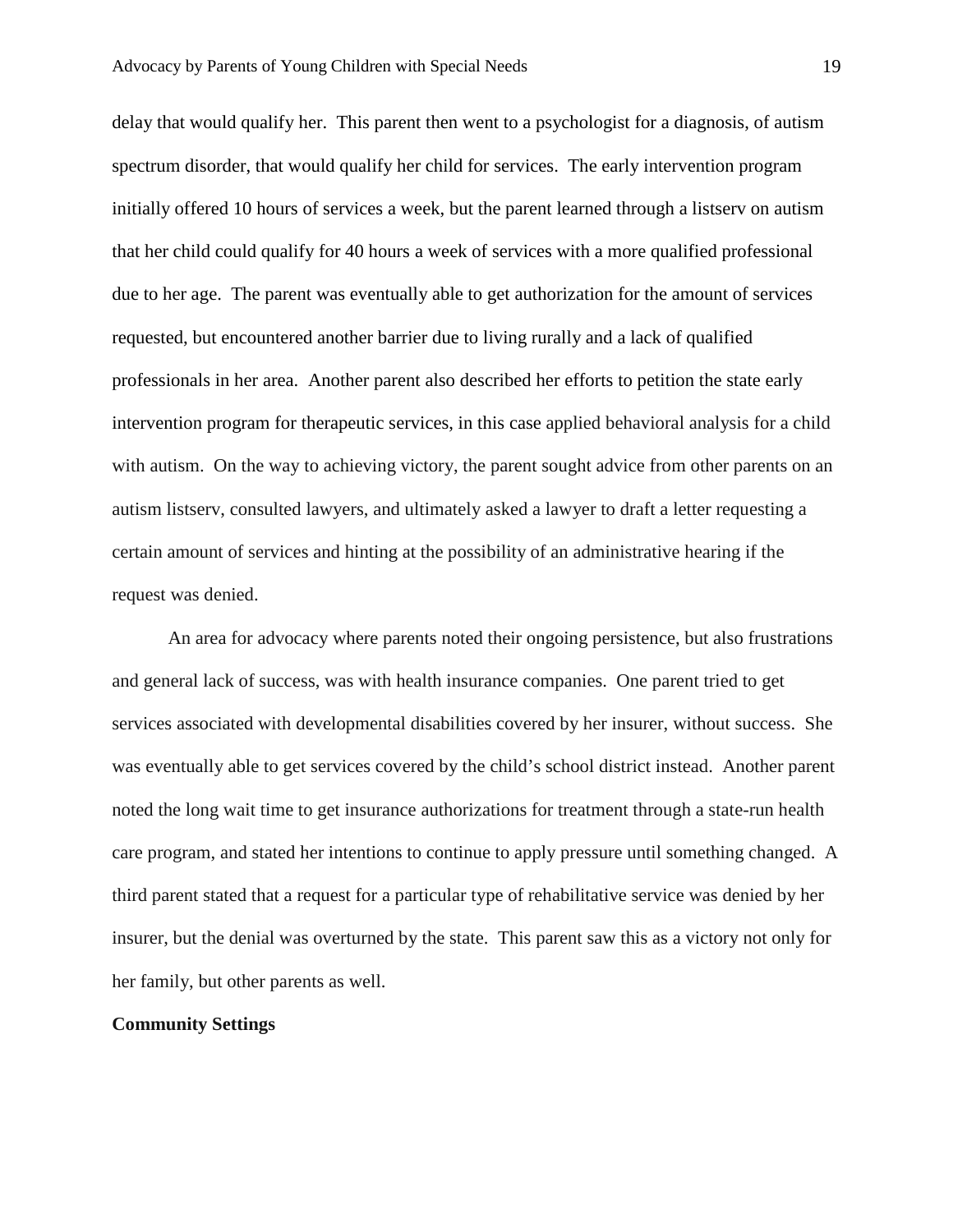delay that would qualify her. This parent then went to a psychologist for a diagnosis, of autism spectrum disorder, that would qualify her child for services. The early intervention program initially offered 10 hours of services a week, but the parent learned through a listserv on autism that her child could qualify for 40 hours a week of services with a more qualified professional due to her age. The parent was eventually able to get authorization for the amount of services requested, but encountered another barrier due to living rurally and a lack of qualified professionals in her area. Another parent also described her efforts to petition the state early intervention program for therapeutic services, in this case applied behavioral analysis for a child with autism. On the way to achieving victory, the parent sought advice from other parents on an autism listserv, consulted lawyers, and ultimately asked a lawyer to draft a letter requesting a certain amount of services and hinting at the possibility of an administrative hearing if the request was denied.

An area for advocacy where parents noted their ongoing persistence, but also frustrations and general lack of success, was with health insurance companies. One parent tried to get services associated with developmental disabilities covered by her insurer, without success. She was eventually able to get services covered by the child's school district instead. Another parent noted the long wait time to get insurance authorizations for treatment through a state-run health care program, and stated her intentions to continue to apply pressure until something changed. A third parent stated that a request for a particular type of rehabilitative service was denied by her insurer, but the denial was overturned by the state. This parent saw this as a victory not only for her family, but other parents as well.

**Community Settings**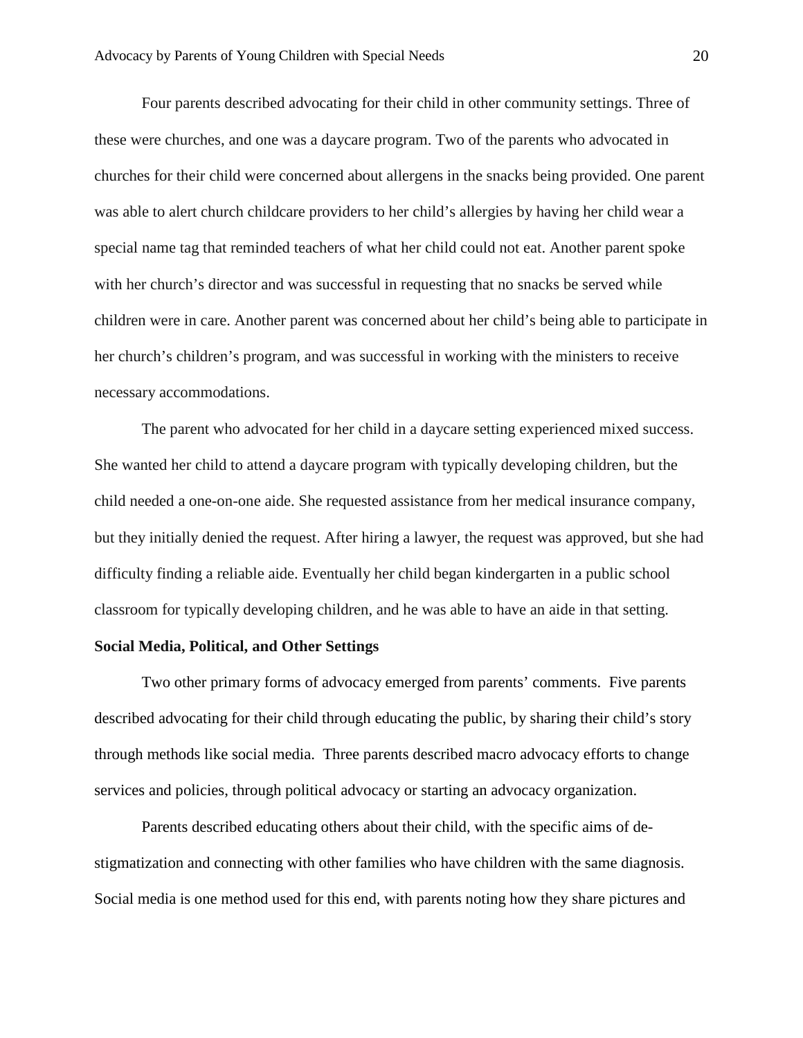Four parents described advocating for their child in other community settings. Three of these were churches, and one was a daycare program. Two of the parents who advocated in churches for their child were concerned about allergens in the snacks being provided. One parent was able to alert church childcare providers to her child's allergies by having her child wear a special name tag that reminded teachers of what her child could not eat. Another parent spoke with her church's director and was successful in requesting that no snacks be served while children were in care. Another parent was concerned about her child's being able to participate in her church's children's program, and was successful in working with the ministers to receive necessary accommodations.

The parent who advocated for her child in a daycare setting experienced mixed success. She wanted her child to attend a daycare program with typically developing children, but the child needed a one-on-one aide. She requested assistance from her medical insurance company, but they initially denied the request. After hiring a lawyer, the request was approved, but she had difficulty finding a reliable aide. Eventually her child began kindergarten in a public school classroom for typically developing children, and he was able to have an aide in that setting.

**Social Media, Political, and Other Settings**

Two other primary forms of advocacy emerged from parents' comments. Five parents described advocating for their child through educating the public, by sharing their child's story through methods like social media. Three parents described macro advocacy efforts to change services and policies, through political advocacy or starting an advocacy organization.

Parents described educating others about their child, with the specific aims of de-stigmatization and connecting with other families who have children with the same diagnosis. Social media is one method used for this end, with parents noting how they share pictures and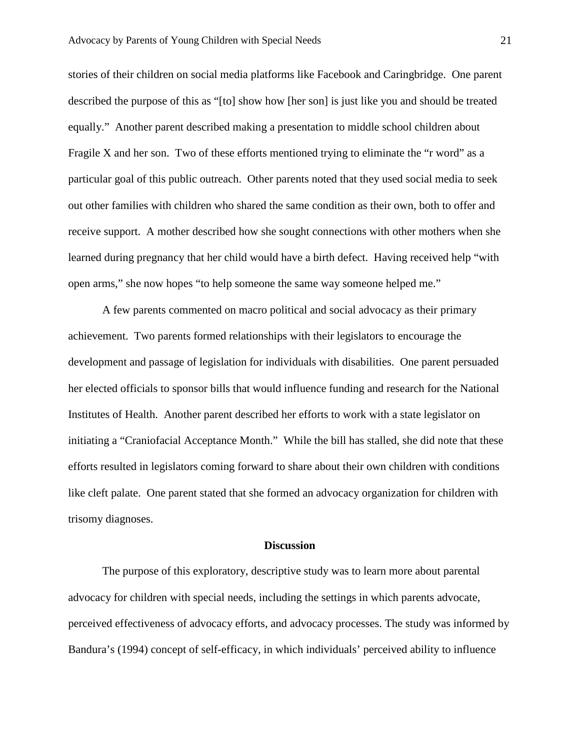stories of their children on social media platforms like Facebook and Caringbridge. One parent described the purpose of this as "[to] show how [her son] is just like you and should be treated equally." Another parent described making a presentation to middle school children about Fragile X and her son. Two of these efforts mentioned trying to eliminate the "r word" as a particular goal of this public outreach. Other parents noted that they used social media to seek out other families with children who shared the same condition as their own, both to offer and receive support. A mother described how she sought connections with other mothers when she learned during pregnancy that her child would have a birth defect. Having received help "with open arms," she now hopes "to help someone the same way someone helped me."

A few parents commented on macro political and social advocacy as their primary achievement. Two parents formed relationships with their legislators to encourage the development and passage of legislation for individuals with disabilities. One parent persuaded her elected officials to sponsor bills that would influence funding and research for the National Institutes of Health. Another parent described her efforts to work with a state legislator on initiating a "Craniofacial Acceptance Month." While the bill has stalled, she did note that these efforts resulted in legislators coming forward to share about their own children with conditions like cleft palate. One parent stated that she formed an advocacy organization for children with trisomy diagnoses.

## Discussion

The purpose of this exploratory, descriptive study was to learn more about parental advocacy for children with special needs, including the settings in which parents advocate, perceived effectiveness of advocacy efforts, and advocacy processes. The study was informed by Bandura's (1994) concept of self-efficacy, in which individuals' perceived ability to influence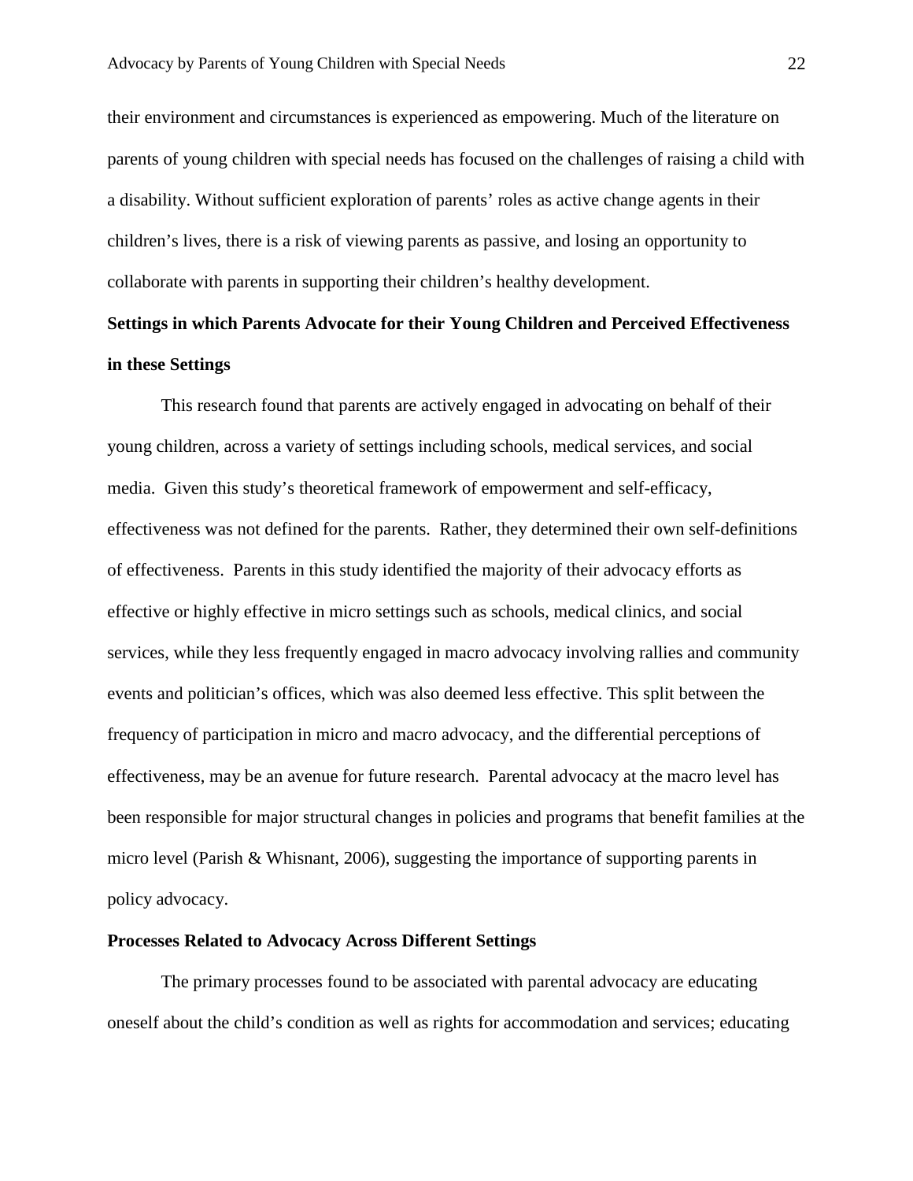their environment and circumstances is experienced as empowering. Much of the literature on parents of young children with special needs has focused on the challenges of raising a child with a disability. Without sufficient exploration of parents' roles as active change agents in their children's lives, there is a risk of viewing parents as passive, and losing an opportunity to collaborate with parents in supporting their children's healthy development.

**Settings in which Parents Advocate for their Young Children and Perceived Effectiveness in these Settings**

This research found that parents are actively engaged in advocating on behalf of their young children, across a variety of settings including schools, medical services, and social media. Given this study's theoretical framework of empowerment and self-efficacy, effectiveness was not defined for the parents. Rather, they determined their own self-definitions of effectiveness. Parents in this study identified the majority of their advocacy efforts as effective or highly effective in micro settings such as schools, medical clinics, and social services, while they less frequently engaged in macro advocacy involving rallies and community events and politician's offices, which was also deemed less effective. This split between the frequency of participation in micro and macro advocacy, and the differential perceptions of effectiveness, may be an avenue for future research. Parental advocacy at the macro level has been responsible for major structural changes in policies and programs that benefit families at the micro level (Parish & Whisnant, 2006), suggesting the importance of supporting parents in policy advocacy.

**Processes Related to Advocacy Across Different Settings**

The primary processes found to be associated with parental advocacy are educating oneself about the child's condition as well as rights for accommodation and services; educating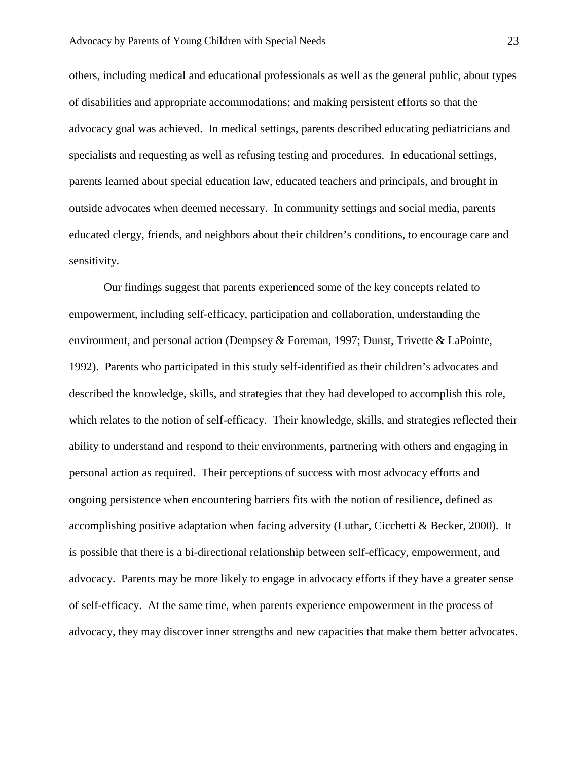others, including medical and educational professionals as well as the general public, about types of disabilities and appropriate accommodations; and making persistent efforts so that the advocacy goal was achieved. In medical settings, parents described educating pediatricians and specialists and requesting as well as refusing testing and procedures. In educational settings, parents learned about special education law, educated teachers and principals, and brought in outside advocates when deemed necessary. In community settings and social media, parents educated clergy, friends, and neighbors about their children's conditions, to encourage care and sensitivity.

Our findings suggest that parents experienced some of the key concepts related to empowerment, including self-efficacy, participation and collaboration, understanding the environment, and personal action (Dempsey & Foreman, 1997; Dunst, Trivette & LaPointe, 1992). Parents who participated in this study self-identified as their children's advocates and described the knowledge, skills, and strategies that they had developed to accomplish this role, which relates to the notion of self-efficacy. Their knowledge, skills, and strategies reflected their ability to understand and respond to their environments, partnering with others and engaging in personal action as required. Their perceptions of success with most advocacy efforts and ongoing persistence when encountering barriers fits with the notion of resilience, defined as accomplishing positive adaptation when facing adversity (Luthar, Cicchetti & Becker, 2000). It is possible that there is a bi-directional relationship between self-efficacy, empowerment, and advocacy. Parents may be more likely to engage in advocacy efforts if they have a greater sense of self-efficacy. At the same time, when parents experience empowerment in the process of advocacy, they may discover inner strengths and new capacities that make them better advocates.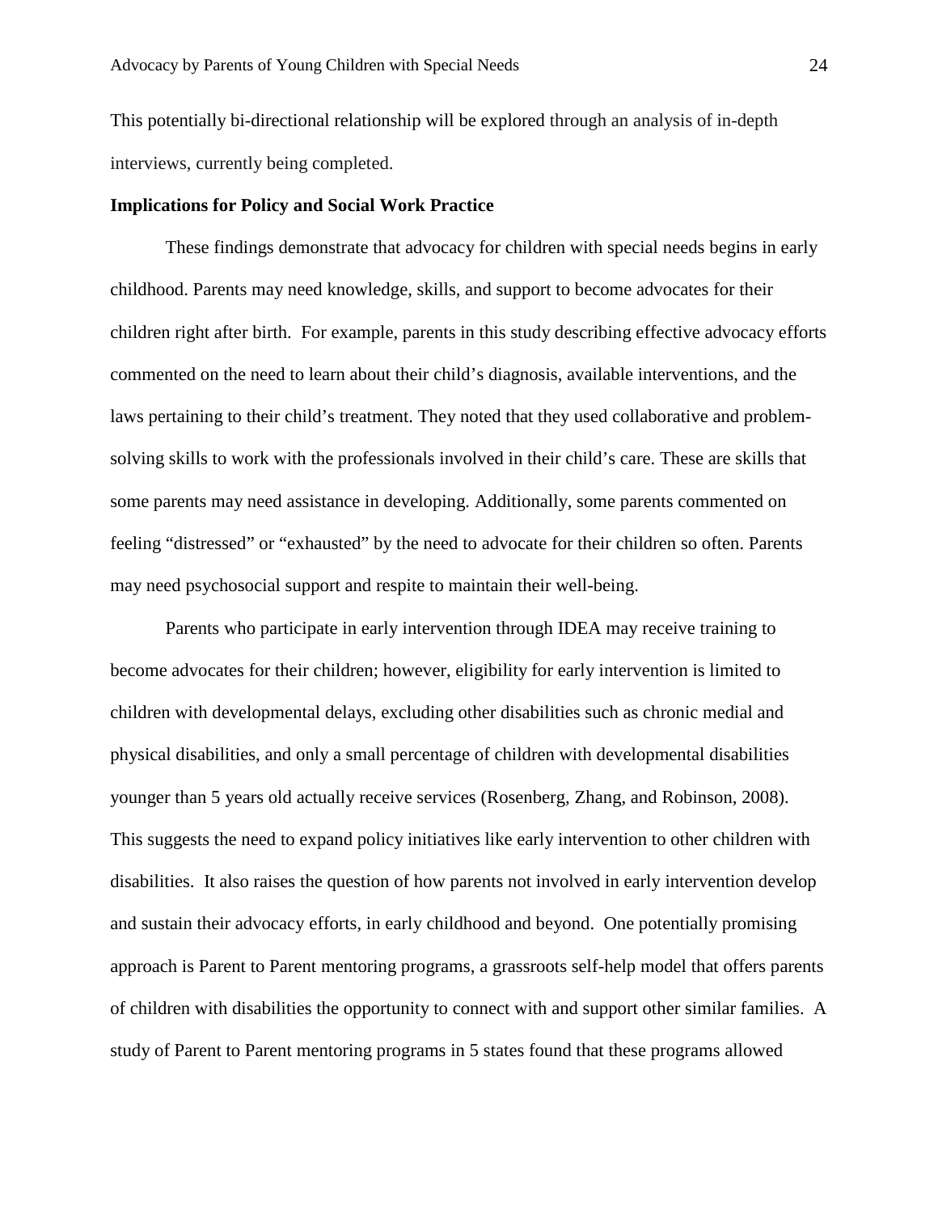This potentially bi-directional relationship will be explored through an analysis of in-depth interviews, currently being completed.

**Implications for Policy and Social Work Practice**

These findings demonstrate that advocacy for children with special needs begins in early childhood. Parents may need knowledge, skills, and support to become advocates for their children right after birth. For example, parents in this study describing effective advocacy efforts commented on the need to learn about their child's diagnosis, available interventions, and the laws pertaining to their child's treatment. They noted that they used collaborative and problem-solving skills to work with the professionals involved in their child's care. These are skills that some parents may need assistance in developing. Additionally, some parents commented on feeling "distressed" or "exhausted" by the need to advocate for their children so often. Parents may need psychosocial support and respite to maintain their well-being.

Parents who participate in early intervention through IDEA may receive training to become advocates for their children; however, eligibility for early intervention is limited to children with developmental delays, excluding other disabilities such as chronic medial and physical disabilities, and only a small percentage of children with developmental disabilities younger than 5 years old actually receive services (Rosenberg, Zhang, and Robinson, 2008). This suggests the need to expand policy initiatives like early intervention to other children with disabilities. It also raises the question of how parents not involved in early intervention develop and sustain their advocacy efforts, in early childhood and beyond. One potentially promising approach is Parent to Parent mentoring programs, a grassroots self-help model that offers parents of children with disabilities the opportunity to connect with and support other similar families. A study of Parent to Parent mentoring programs in 5 states found that these programs allowed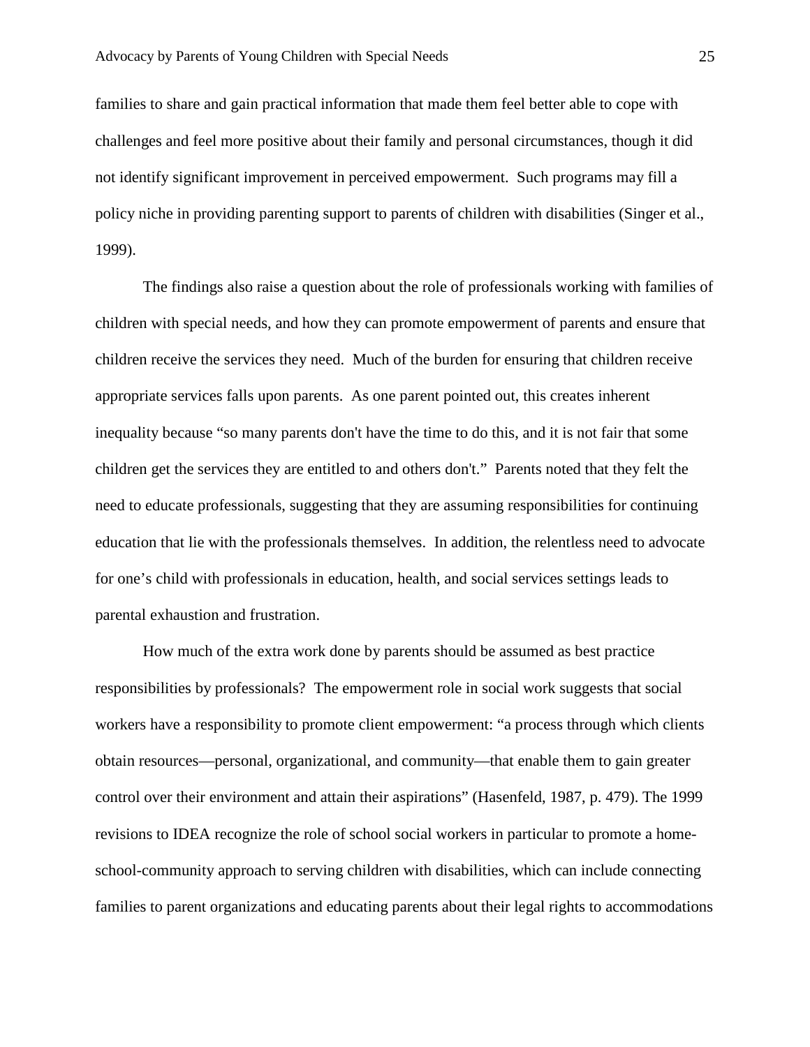families to share and gain practical information that made them feel better able to cope with challenges and feel more positive about their family and personal circumstances, though it did not identify significant improvement in perceived empowerment. Such programs may fill a policy niche in providing parenting support to parents of children with disabilities (Singer et al., 1999).

The findings also raise a question about the role of professionals working with families of children with special needs, and how they can promote empowerment of parents and ensure that children receive the services they need. Much of the burden for ensuring that children receive appropriate services falls upon parents. As one parent pointed out, this creates inherent inequality because “so many parents don't have the time to do this, and it is not fair that some children get the services they are entitled to and others don't.” Parents noted that they felt the need to educate professionals, suggesting that they are assuming responsibilities for continuing education that lie with the professionals themselves. In addition, the relentless need to advocate for one’s child with professionals in education, health, and social services settings leads to parental exhaustion and frustration.

How much of the extra work done by parents should be assumed as best practice responsibilities by professionals? The empowerment role in social work suggests that social workers have a responsibility to promote client empowerment: “a process through which clients obtain resources—personal, organizational, and community—that enable them to gain greater control over their environment and attain their aspirations” (Hasenfeld, 1987, p. 479). The 1999 revisions to IDEA recognize the role of school social workers in particular to promote a home-school-community approach to serving children with disabilities, which can include connecting families to parent organizations and educating parents about their legal rights to accommodations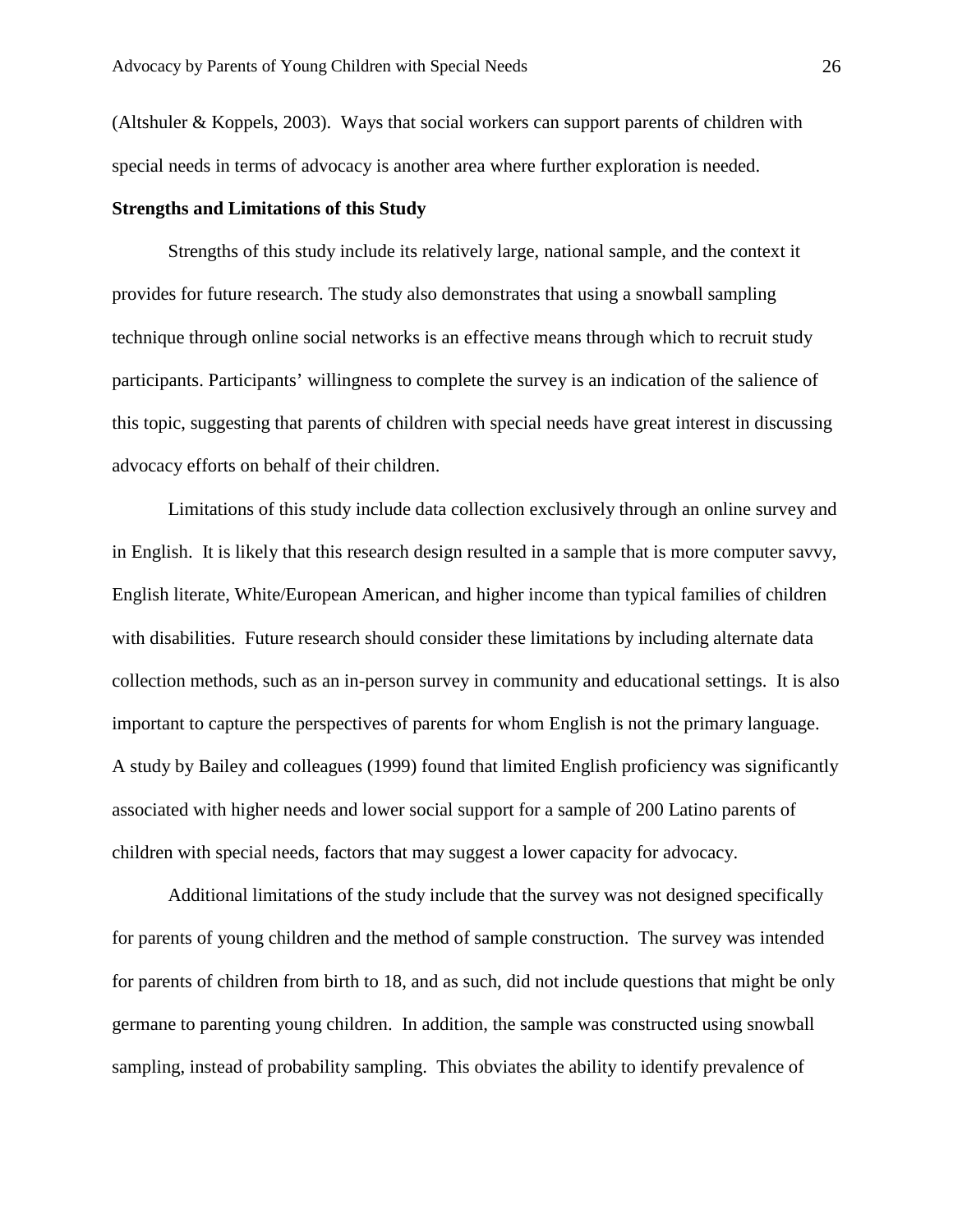(Altshuler & Koppels, 2003). Ways that social workers can support parents of children with special needs in terms of advocacy is another area where further exploration is needed.

**Strengths and Limitations of this Study**

Strengths of this study include its relatively large, national sample, and the context it provides for future research. The study also demonstrates that using a snowball sampling technique through online social networks is an effective means through which to recruit study participants. Participants' willingness to complete the survey is an indication of the salience of this topic, suggesting that parents of children with special needs have great interest in discussing advocacy efforts on behalf of their children.

Limitations of this study include data collection exclusively through an online survey and in English. It is likely that this research design resulted in a sample that is more computer savvy, English literate, White/European American, and higher income than typical families of children with disabilities. Future research should consider these limitations by including alternate data collection methods, such as an in-person survey in community and educational settings. It is also important to capture the perspectives of parents for whom English is not the primary language. A study by Bailey and colleagues (1999) found that limited English proficiency was significantly associated with higher needs and lower social support for a sample of 200 Latino parents of children with special needs, factors that may suggest a lower capacity for advocacy.

Additional limitations of the study include that the survey was not designed specifically for parents of young children and the method of sample construction. The survey was intended for parents of children from birth to 18, and as such, did not include questions that might be only germane to parenting young children. In addition, the sample was constructed using snowball sampling, instead of probability sampling. This obviates the ability to identify prevalence of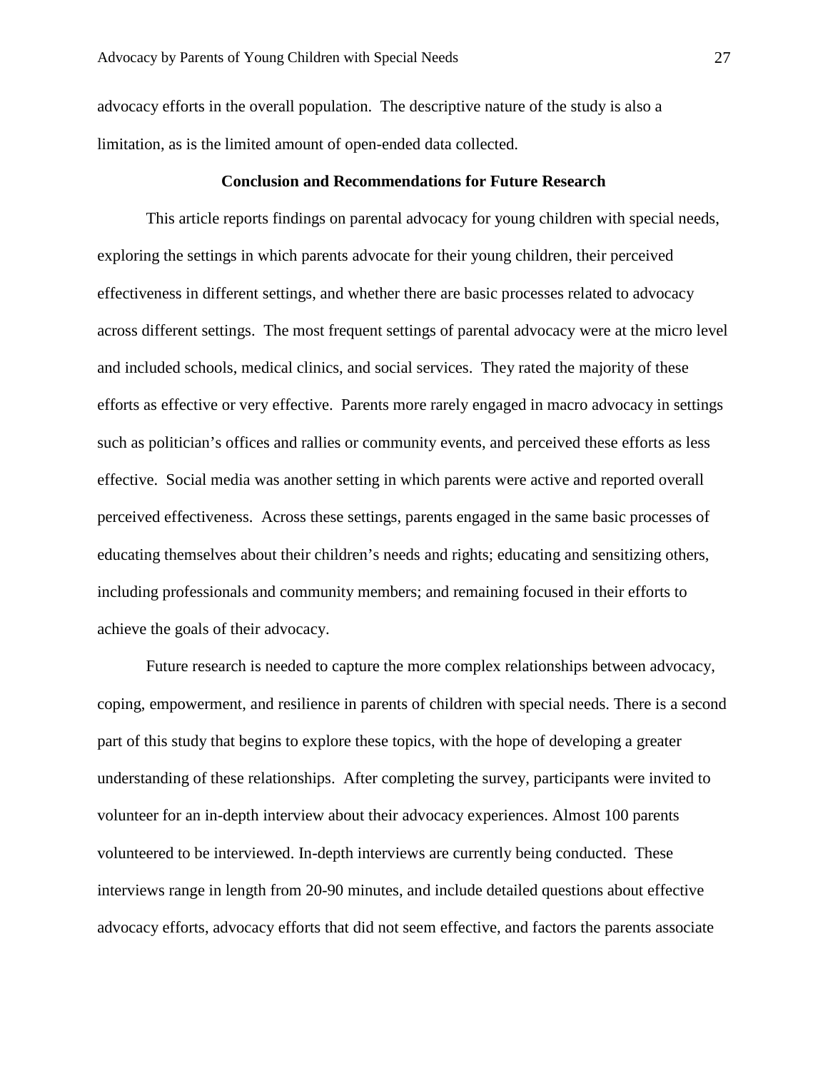advocacy efforts in the overall population. The descriptive nature of the study is also a limitation, as is the limited amount of open-ended data collected.

## Conclusion and Recommendations for Future Research

This article reports findings on parental advocacy for young children with special needs, exploring the settings in which parents advocate for their young children, their perceived effectiveness in different settings, and whether there are basic processes related to advocacy across different settings. The most frequent settings of parental advocacy were at the micro level and included schools, medical clinics, and social services. They rated the majority of these efforts as effective or very effective. Parents more rarely engaged in macro advocacy in settings such as politician's offices and rallies or community events, and perceived these efforts as less effective. Social media was another setting in which parents were active and reported overall perceived effectiveness. Across these settings, parents engaged in the same basic processes of educating themselves about their children's needs and rights; educating and sensitizing others, including professionals and community members; and remaining focused in their efforts to achieve the goals of their advocacy.

Future research is needed to capture the more complex relationships between advocacy, coping, empowerment, and resilience in parents of children with special needs. There is a second part of this study that begins to explore these topics, with the hope of developing a greater understanding of these relationships. After completing the survey, participants were invited to volunteer for an in-depth interview about their advocacy experiences. Almost 100 parents volunteered to be interviewed. In-depth interviews are currently being conducted. These interviews range in length from 20-90 minutes, and include detailed questions about effective advocacy efforts, advocacy efforts that did not seem effective, and factors the parents associate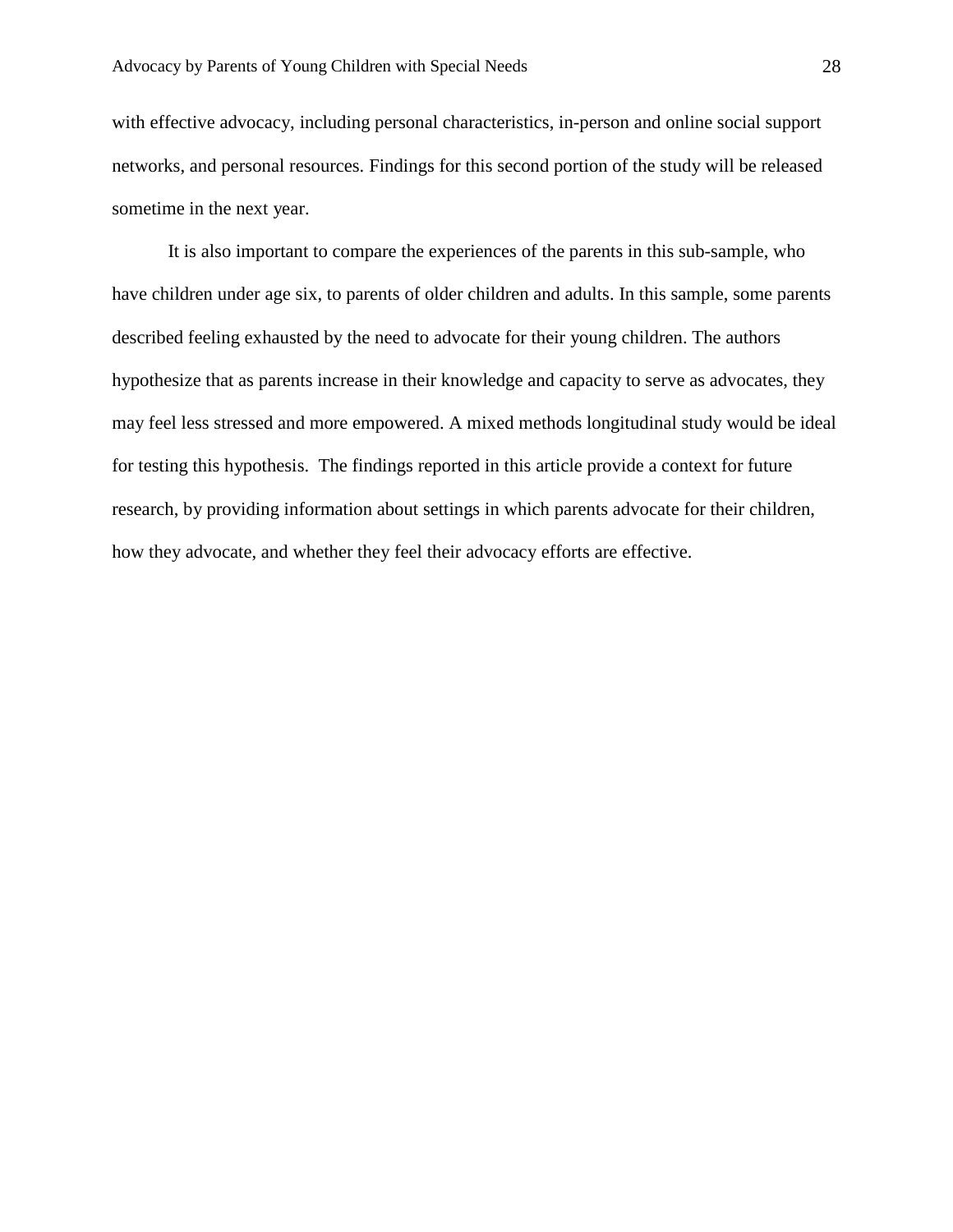with effective advocacy, including personal characteristics, in-person and online social support networks, and personal resources. Findings for this second portion of the study will be released sometime in the next year.

It is also important to compare the experiences of the parents in this sub-sample, who have children under age six, to parents of older children and adults. In this sample, some parents described feeling exhausted by the need to advocate for their young children. The authors hypothesize that as parents increase in their knowledge and capacity to serve as advocates, they may feel less stressed and more empowered. A mixed methods longitudinal study would be ideal for testing this hypothesis. The findings reported in this article provide a context for future research, by providing information about settings in which parents advocate for their children, how they advocate, and whether they feel their advocacy efforts are effective.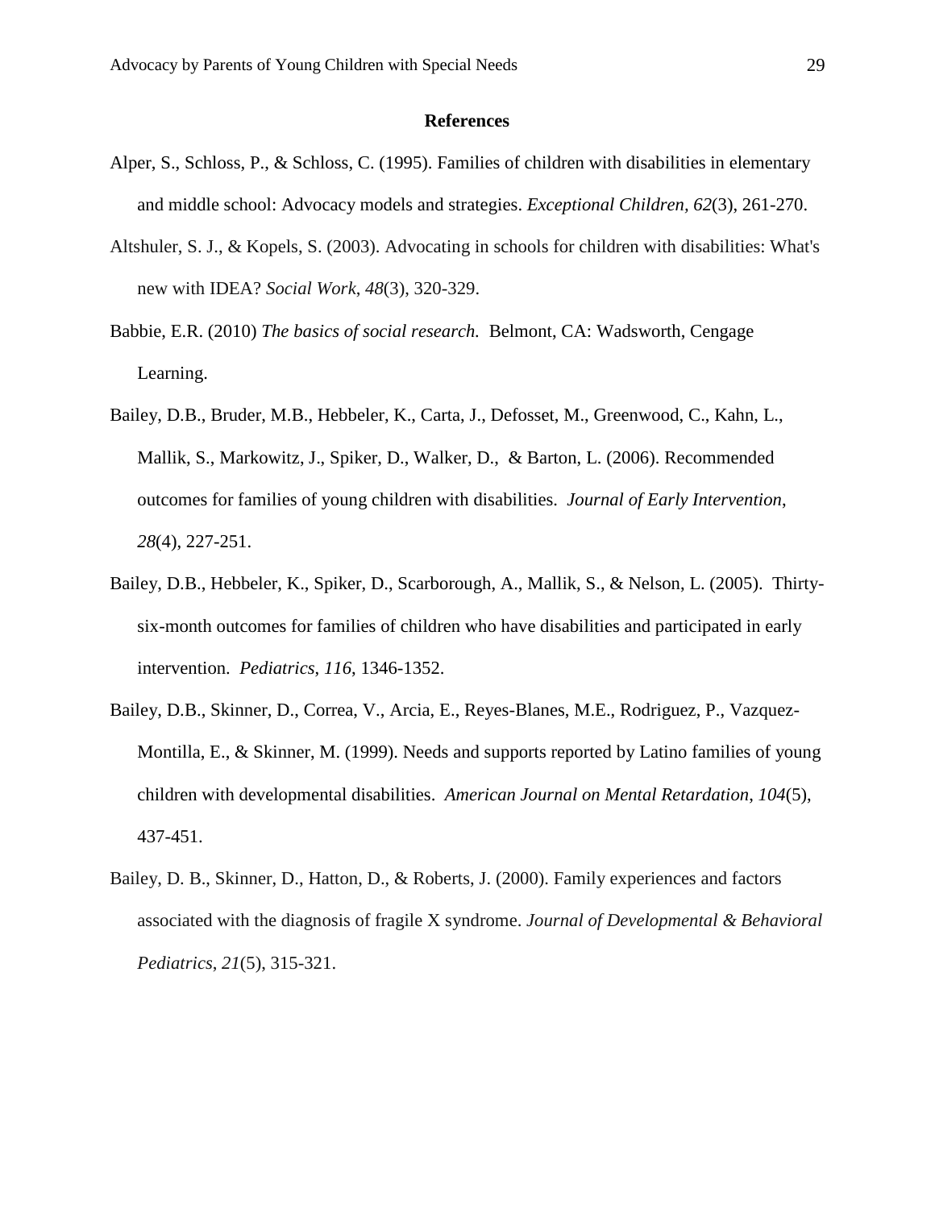## References

Alper, S., Schloss, P., & Schloss, C. (1995). Families of children with disabilities in elementary and middle school: Advocacy models and strategies. *Exceptional Children, 62*(3), 261-270.

Altshuler, S. J., & Kopels, S. (2003). Advocating in schools for children with disabilities: What's new with IDEA? *Social Work*, *48*(3), 320-329.

Babbie, E.R. (2010) *The basics of social research.* Belmont, CA: Wadsworth, Cengage Learning.

Bailey, D.B., Bruder, M.B., Hebbeler, K., Carta, J., Defosset, M., Greenwood, C., Kahn, L., Mallik, S., Markowitz, J., Spiker, D., Walker, D., & Barton, L. (2006). Recommended outcomes for families of young children with disabilities. *Journal of Early Intervention*, *28*(4), 227-251.

Bailey, D.B., Hebbeler, K., Spiker, D., Scarborough, A., Mallik, S., & Nelson, L. (2005). Thirty-six-month outcomes for families of children who have disabilities and participated in early intervention. *Pediatrics*, *116*, 1346-1352.

Bailey, D.B., Skinner, D., Correa, V., Arcia, E., Reyes-Blanes, M.E., Rodriguez, P., Vazquez-Montilla, E., & Skinner, M. (1999). Needs and supports reported by Latino families of young children with developmental disabilities. *American Journal on Mental Retardation*, *104*(5), 437-451.

Bailey, D. B., Skinner, D., Hatton, D., & Roberts, J. (2000). Family experiences and factors associated with the diagnosis of fragile X syndrome. *Journal of Developmental & Behavioral Pediatrics*, *21*(5), 315-321.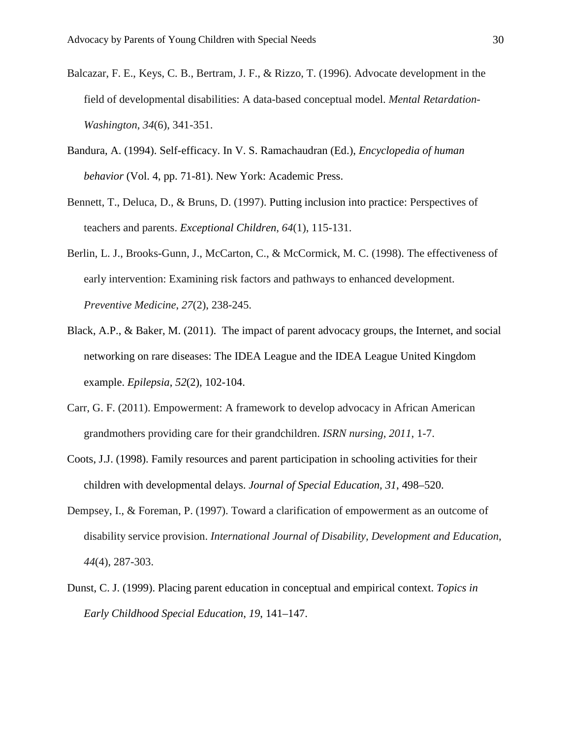Balcazar, F. E., Keys, C. B., Bertram, J. F., & Rizzo, T. (1996). Advocate development in the field of developmental disabilities: A data-based conceptual model. *Mental Retardation-Washington*, *34*(6), 341-351.

Bandura, A. (1994). Self-efficacy. In V. S. Ramachaudran (Ed.), *Encyclopedia of human behavior* (Vol. 4, pp. 71-81). New York: Academic Press.

Bennett, T., Deluca, D., & Bruns, D. (1997). Putting inclusion into practice: Perspectives of teachers and parents. *Exceptional Children*, *64*(1), 115-131.

Berlin, L. J., Brooks-Gunn, J., McCarton, C., & McCormick, M. C. (1998). The effectiveness of early intervention: Examining risk factors and pathways to enhanced development. *Preventive Medicine*, *27*(2), 238-245.

Black, A.P., & Baker, M. (2011). The impact of parent advocacy groups, the Internet, and social networking on rare diseases: The IDEA League and the IDEA League United Kingdom example. *Epilepsia*, *52*(2), 102-104.

Carr, G. F. (2011). Empowerment: A framework to develop advocacy in African American grandmothers providing care for their grandchildren. *ISRN nursing*, *2011*, 1-7.

Coots, J.J. (1998). Family resources and parent participation in schooling activities for their children with developmental delays. *Journal of Special Education, 31*, 498–520.

Dempsey, I., & Foreman, P. (1997). Toward a clarification of empowerment as an outcome of disability service provision. *International Journal of Disability, Development and Education*, *44*(4), 287-303.

Dunst, C. J. (1999). Placing parent education in conceptual and empirical context. *Topics in Early Childhood Special Education*, *19*, 141–147.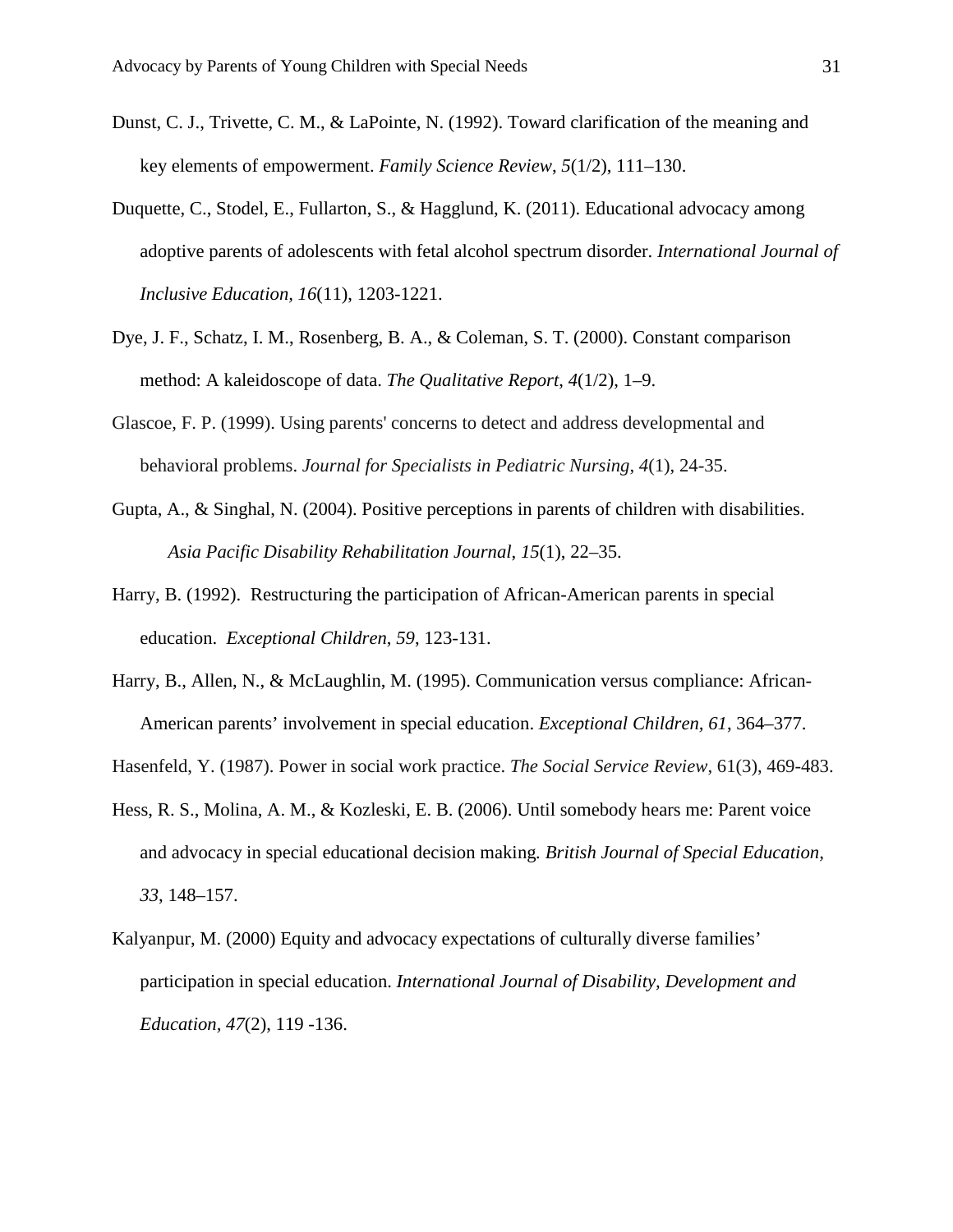Dunst, C. J., Trivette, C. M., & LaPointe, N. (1992). Toward clarification of the meaning and key elements of empowerment. *Family Science Review*, *5*(1/2), 111–130.

Duquette, C., Stodel, E., Fullarton, S., & Hagglund, K. (2011). Educational advocacy among adoptive parents of adolescents with fetal alcohol spectrum disorder. *International Journal of Inclusive Education, 16*(11), 1203-1221.

Dye, J. F., Schatz, I. M., Rosenberg, B. A., & Coleman, S. T. (2000). Constant comparison method: A kaleidoscope of data. *The Qualitative Report*, *4*(1/2), 1–9.

Glascoe, F. P. (1999). Using parents' concerns to detect and address developmental and behavioral problems. *Journal for Specialists in Pediatric Nursing*, *4*(1), 24-35.

Gupta, A., & Singhal, N. (2004). Positive perceptions in parents of children with disabilities. *Asia Pacific Disability Rehabilitation Journal*, *15*(1), 22–35.

Harry, B. (1992). Restructuring the participation of African-American parents in special education. *Exceptional Children*, *59*, 123-131.

Harry, B., Allen, N., & McLaughlin, M. (1995). Communication versus compliance: African-American parents' involvement in special education. *Exceptional Children, 61*, 364–377.

Hasenfeld, Y. (1987). Power in social work practice. *The Social Service Review*, 61(3), 469-483.

Hess, R. S., Molina, A. M., & Kozleski, E. B. (2006). Until somebody hears me: Parent voice and advocacy in special educational decision making. *British Journal of Special Education, 33*, 148–157.

Kalyanpur, M. (2000) Equity and advocacy expectations of culturally diverse families' participation in special education. *International Journal of Disability, Development and Education*, *47*(2), 119 -136.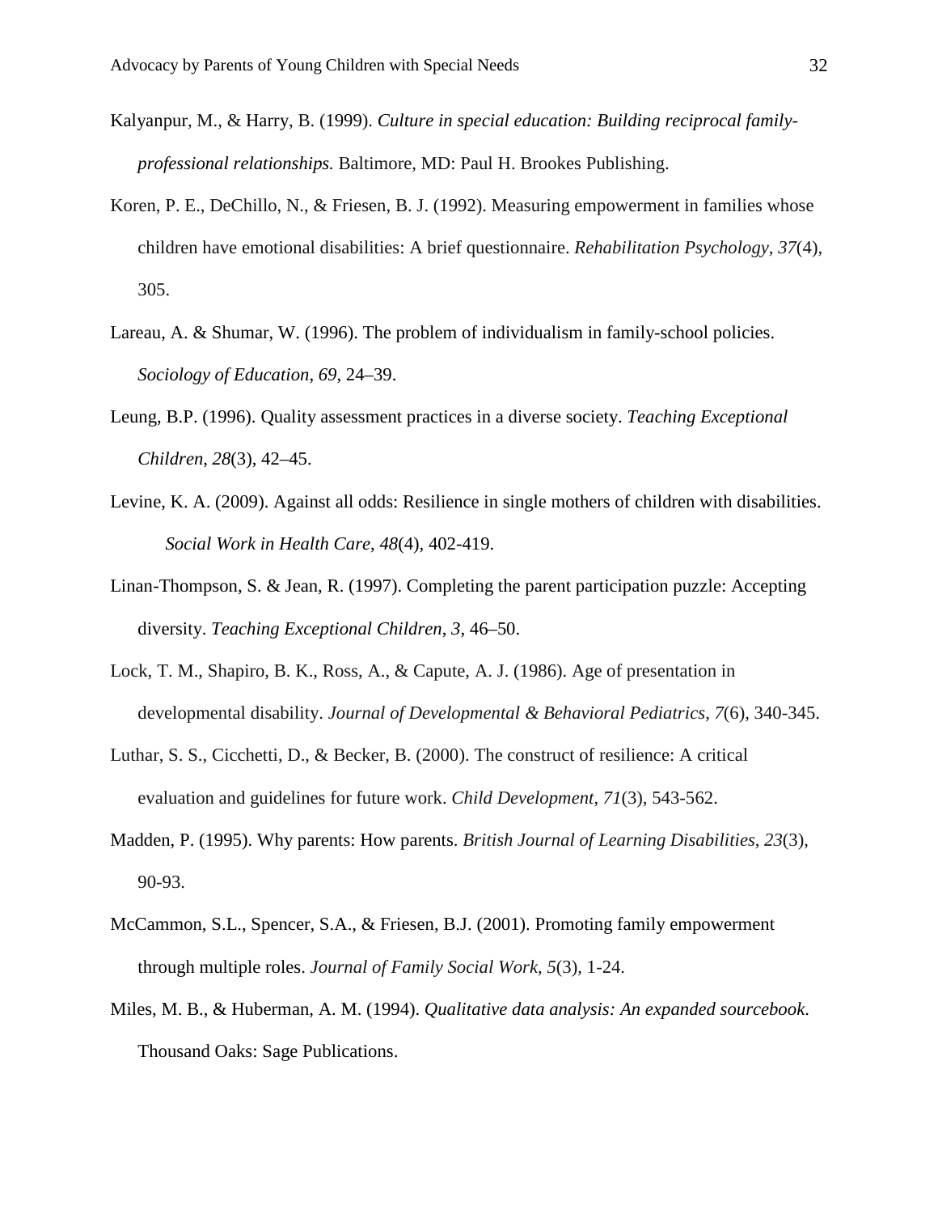Kalyanpur, M., & Harry, B. (1999). *Culture in special education: Building reciprocal family-professional relationships.* Baltimore, MD: Paul H. Brookes Publishing.

Koren, P. E., DeChillo, N., & Friesen, B. J. (1992). Measuring empowerment in families whose children have emotional disabilities: A brief questionnaire. *Rehabilitation Psychology*, *37*(4), 305.

Lareau, A. & Shumar, W. (1996). The problem of individualism in family-school policies. *Sociology of Education*, *69*, 24–39.

Leung, B.P. (1996). Quality assessment practices in a diverse society. *Teaching Exceptional Children*, *28*(3), 42–45.

Levine, K. A. (2009). Against all odds: Resilience in single mothers of children with disabilities. *Social Work in Health Care*, *48*(4), 402-419.

Linan-Thompson, S. & Jean, R. (1997). Completing the parent participation puzzle: Accepting diversity. *Teaching Exceptional Children*, *3*, 46–50.

Lock, T. M., Shapiro, B. K., Ross, A., & Capute, A. J. (1986). Age of presentation in developmental disability. *Journal of Developmental & Behavioral Pediatrics*, *7*(6), 340-345.

Luthar, S. S., Cicchetti, D., & Becker, B. (2000). The construct of resilience: A critical evaluation and guidelines for future work. *Child Development*, *71*(3), 543-562.

Madden, P. (1995). Why parents: How parents. *British Journal of Learning Disabilities*, *23*(3), 90-93.

McCammon, S.L., Spencer, S.A., & Friesen, B.J. (2001). Promoting family empowerment through multiple roles. *Journal of Family Social Work*, *5*(3), 1-24.

Miles, M. B., & Huberman, A. M. (1994). *Qualitative data analysis: An expanded sourcebook.* Thousand Oaks: Sage Publications.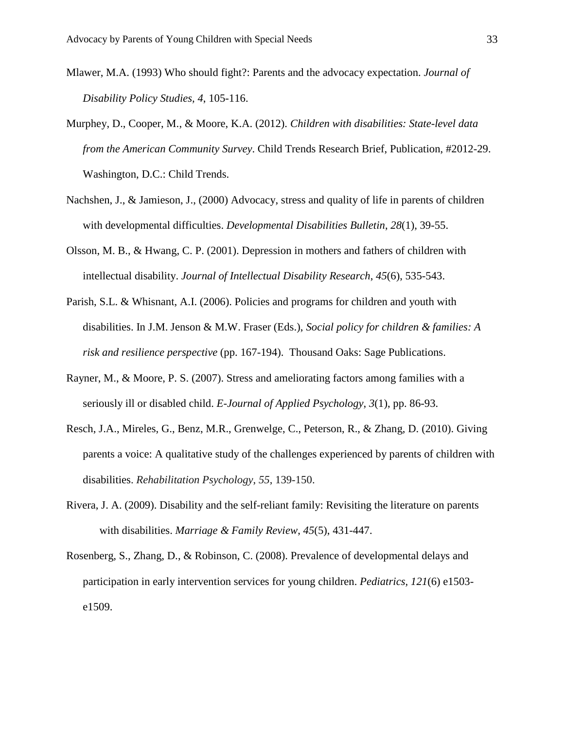Mlawer, M.A. (1993) Who should fight?: Parents and the advocacy expectation. *Journal of Disability Policy Studies, 4*, 105-116.

Murphey, D., Cooper, M., & Moore, K.A. (2012). *Children with disabilities: State-level data from the American Community Survey*. Child Trends Research Brief, Publication, #2012-29. Washington, D.C.: Child Trends.

Nachshen, J., & Jamieson, J., (2000) Advocacy, stress and quality of life in parents of children with developmental difficulties. *Developmental Disabilities Bulletin*, *28*(1), 39-55.

Olsson, M. B., & Hwang, C. P. (2001). Depression in mothers and fathers of children with intellectual disability. *Journal of Intellectual Disability Research*, *45*(6), 535-543.

Parish, S.L. & Whisnant, A.I. (2006). Policies and programs for children and youth with disabilities. In J.M. Jenson & M.W. Fraser (Eds.), *Social policy for children & families: A risk and resilience perspective* (pp. 167-194). Thousand Oaks: Sage Publications.

Rayner, M., & Moore, P. S. (2007). Stress and ameliorating factors among families with a seriously ill or disabled child. *E-Journal of Applied Psychology*, *3*(1), pp. 86-93.

Resch, J.A., Mireles, G., Benz, M.R., Grenwelge, C., Peterson, R., & Zhang, D. (2010). Giving parents a voice: A qualitative study of the challenges experienced by parents of children with disabilities. *Rehabilitation Psychology*, *55*, 139-150.

Rivera, J. A. (2009). Disability and the self-reliant family: Revisiting the literature on parents with disabilities. *Marriage & Family Review*, *45*(5), 431-447.

Rosenberg, S., Zhang, D., & Robinson, C. (2008). Prevalence of developmental delays and participation in early intervention services for young children. *Pediatrics*, *121*(6) e1503-e1509.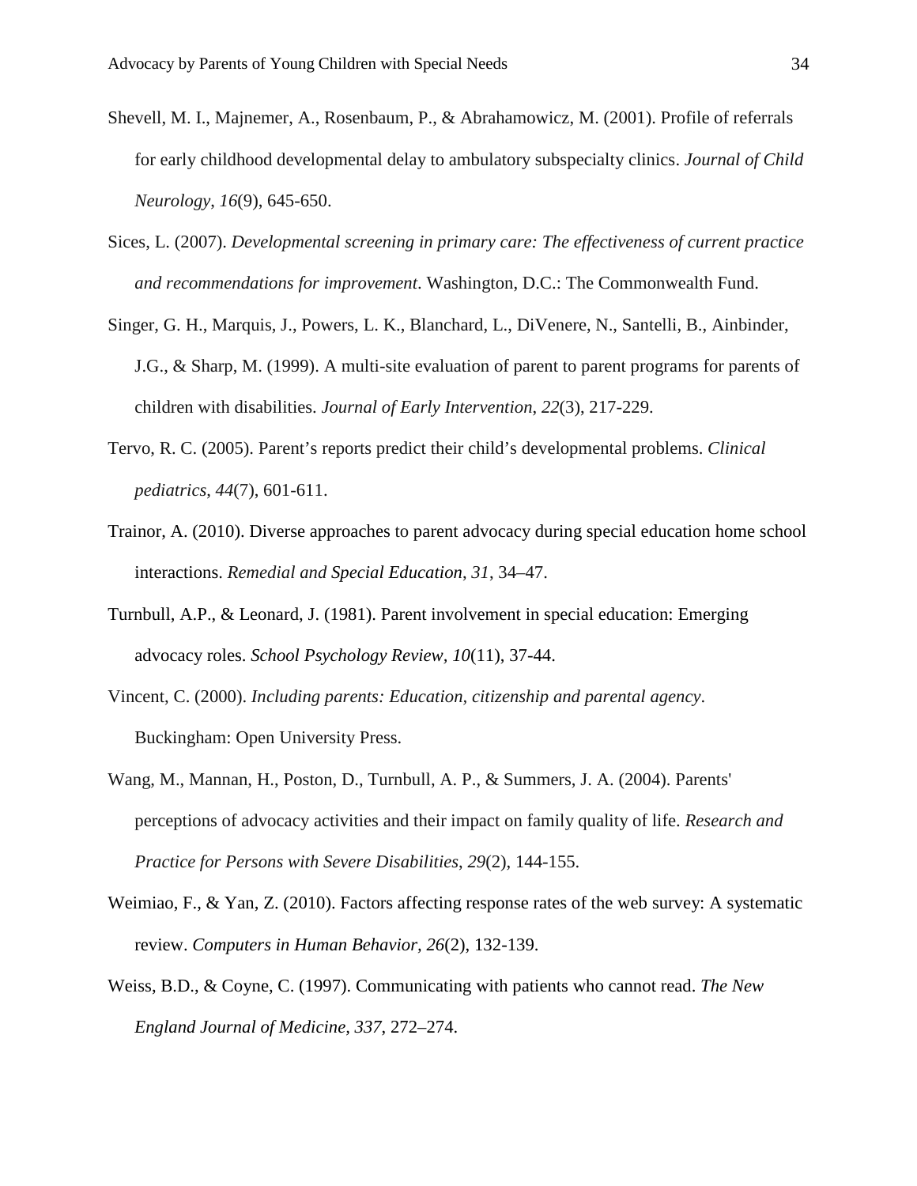Shevell, M. I., Majnemer, A., Rosenbaum, P., & Abrahamowicz, M. (2001). Profile of referrals for early childhood developmental delay to ambulatory subspecialty clinics. *Journal of Child Neurology*, *16*(9), 645-650.

Sices, L. (2007). *Developmental screening in primary care: The effectiveness of current practice and recommendations for improvement*. Washington, D.C.: The Commonwealth Fund.

Singer, G. H., Marquis, J., Powers, L. K., Blanchard, L., DiVenere, N., Santelli, B., Ainbinder, J.G., & Sharp, M. (1999). A multi-site evaluation of parent to parent programs for parents of children with disabilities. *Journal of Early Intervention*, *22*(3), 217-229.

Tervo, R. C. (2005). Parent's reports predict their child's developmental problems. *Clinical pediatrics*, *44*(7), 601-611.

Trainor, A. (2010). Diverse approaches to parent advocacy during special education home school interactions. *Remedial and Special Education*, *31*, 34–47.

Turnbull, A.P., & Leonard, J. (1981). Parent involvement in special education: Emerging advocacy roles. *School Psychology Review, 10*(11), 37-44.

Vincent, C. (2000). *Including parents: Education, citizenship and parental agency*. Buckingham: Open University Press.

Wang, M., Mannan, H., Poston, D., Turnbull, A. P., & Summers, J. A. (2004). Parents' perceptions of advocacy activities and their impact on family quality of life. *Research and Practice for Persons with Severe Disabilities*, *29*(2), 144-155.

Weimiao, F., & Yan, Z. (2010). Factors affecting response rates of the web survey: A systematic review. *Computers in Human Behavior*, *26*(2), 132-139.

Weiss, B.D., & Coyne, C. (1997). Communicating with patients who cannot read. *The New England Journal of Medicine, 337,* 272–274.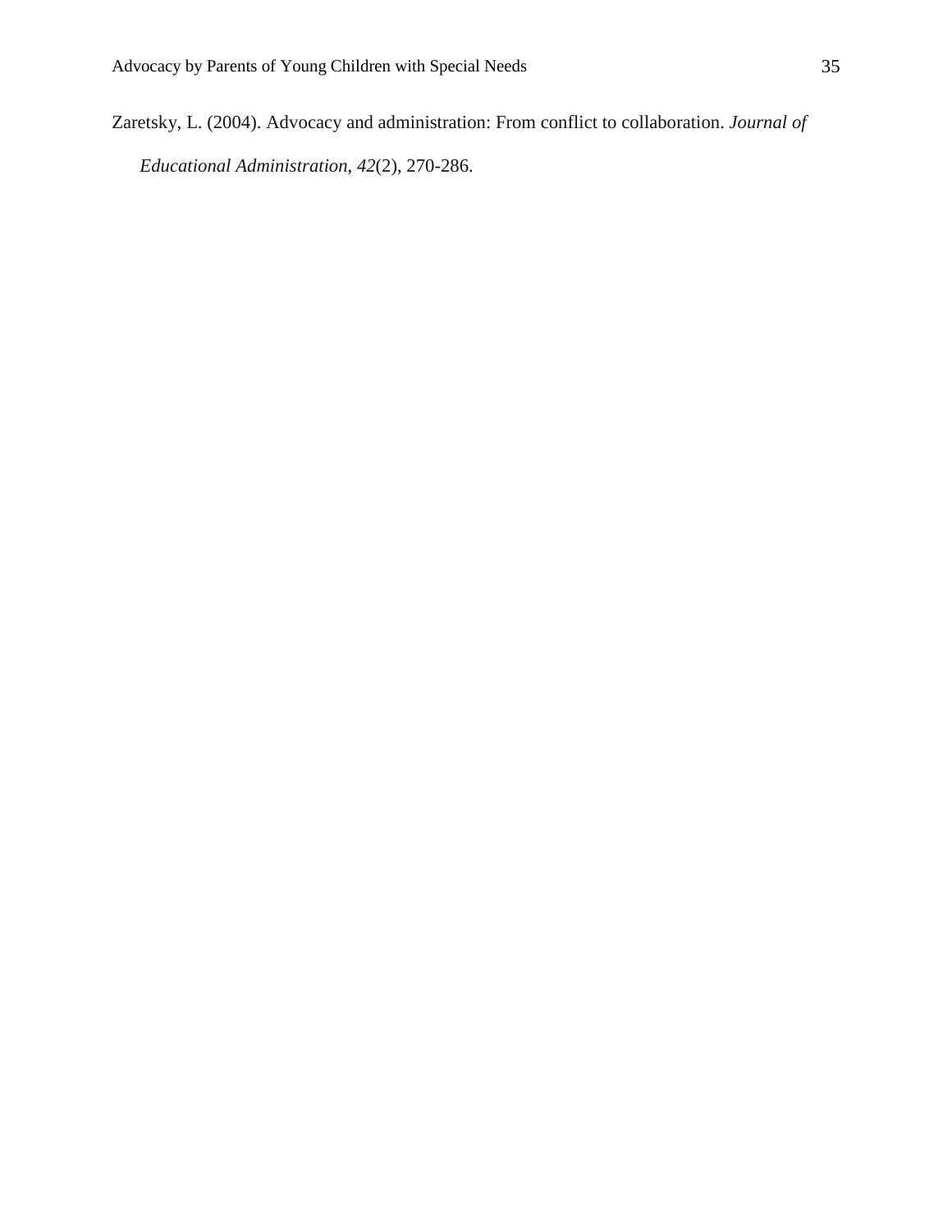Zaretsky, L. (2004). Advocacy and administration: From conflict to collaboration. *Journal of Educational Administration*, *42*(2), 270-286.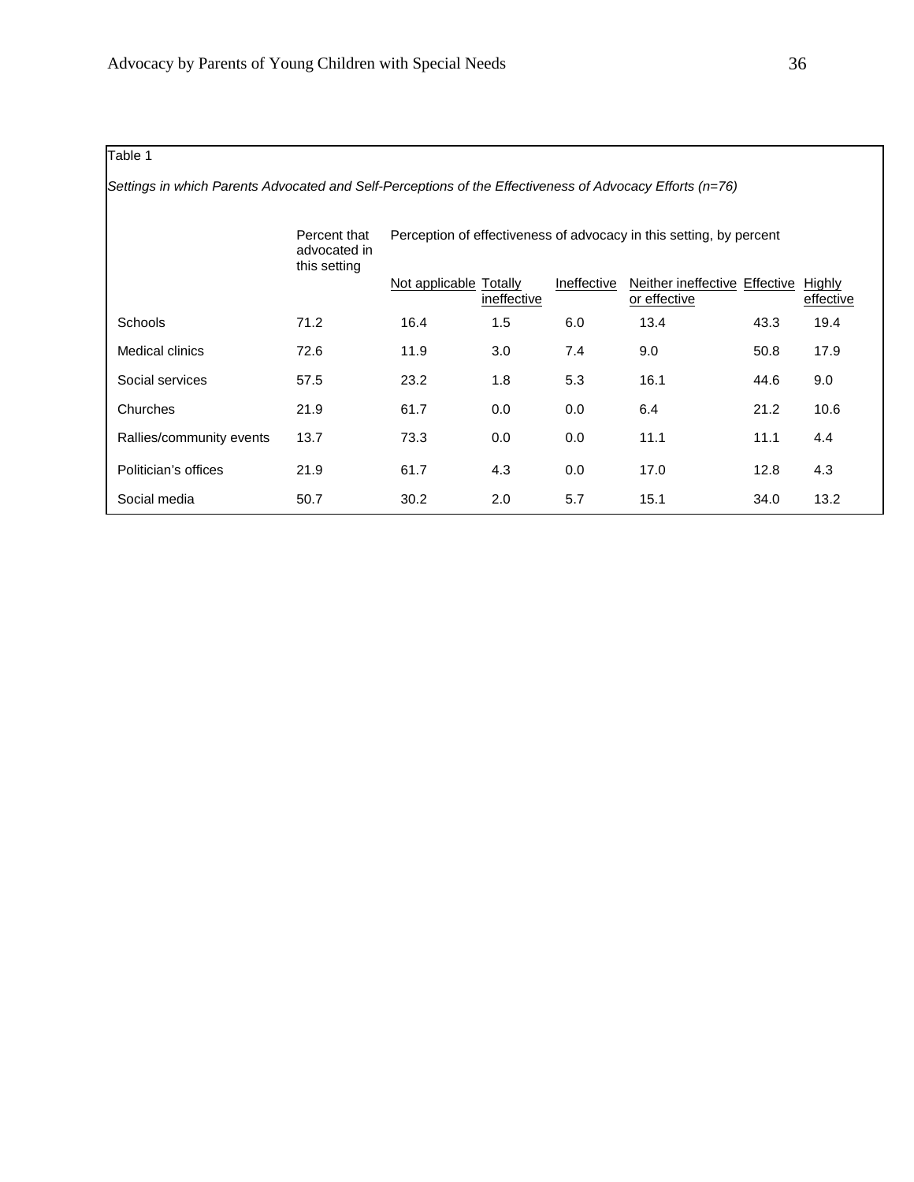Table 1

*Settings in which Parents Advocated and Self-Perceptions of the Effectiveness of Advocacy Efforts (n=76)*

| | Percent that advocated in this setting | Perception of effectiveness of advocacy in this setting, by percent | | | | | |
|---|---|---|---|---|---|---|---|
| | | Not applicable | Totally ineffective | Ineffective | Neither ineffective or effective | Effective | Highly effective |
| Schools | 71.2 | 16.4 | 1.5 | 6.0 | 13.4 | 43.3 | 19.4 |
| Medical clinics | 72.6 | 11.9 | 3.0 | 7.4 | 9.0 | 50.8 | 17.9 |
| Social services | 57.5 | 23.2 | 1.8 | 5.3 | 16.1 | 44.6 | 9.0 |
| Churches | 21.9 | 61.7 | 0.0 | 0.0 | 6.4 | 21.2 | 10.6 |
| Rallies/community events | 13.7 | 73.3 | 0.0 | 0.0 | 11.1 | 11.1 | 4.4 |
| Politician's offices | 21.9 | 61.7 | 4.3 | 0.0 | 17.0 | 12.8 | 4.3 |
| Social media | 50.7 | 30.2 | 2.0 | 5.7 | 15.1 | 34.0 | 13.2 |